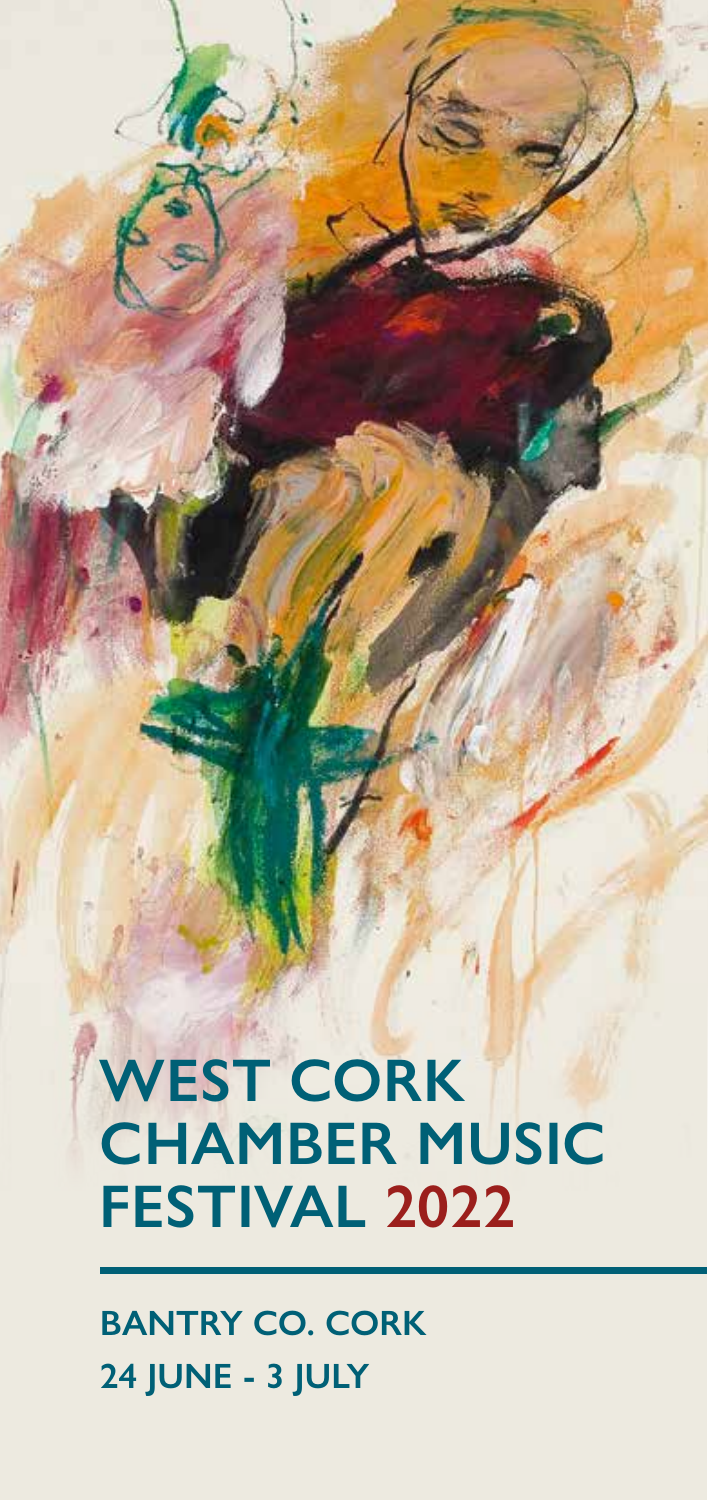# WEST CORK CHAMBER MUSIC FESTIVAL 2022

**BANTRY CO. CORK**
**24 JUNE - 3 JULY**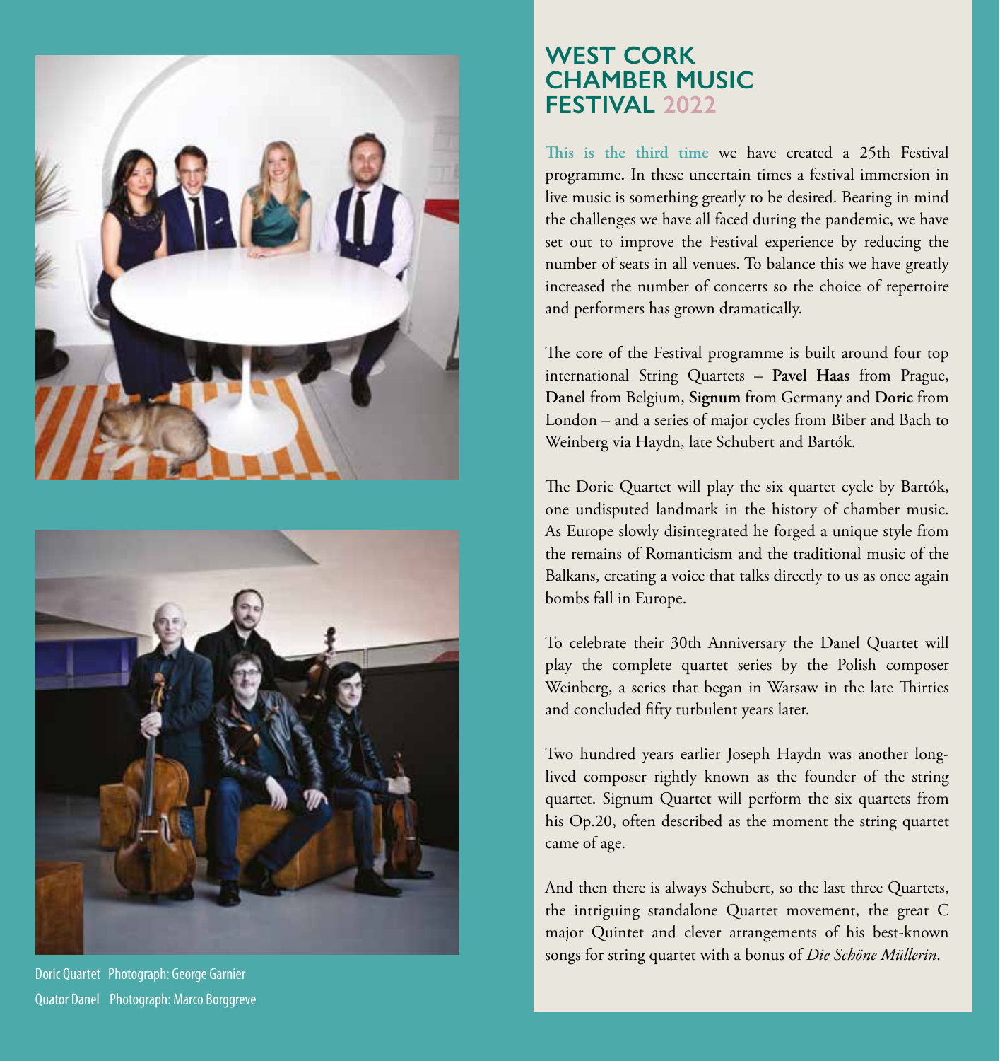# WEST CORK CHAMBER MUSIC FESTIVAL 2022

**This is the third time** we have created a 25th Festival programme. In these uncertain times a festival immersion in live music is something greatly to be desired. Bearing in mind the challenges we have all faced during the pandemic, we have set out to improve the Festival experience by reducing the number of seats in all venues. To balance this we have greatly increased the number of concerts so the choice of repertoire and performers has grown dramatically.

The core of the Festival programme is built around four top international String Quartets – **Pavel Haas** from Prague, **Danel** from Belgium, **Signum** from Germany and **Doric** from London – and a series of major cycles from Biber and Bach to Weinberg via Haydn, late Schubert and Bartók.

The Doric Quartet will play the six quartet cycle by Bartók, one undisputed landmark in the history of chamber music. As Europe slowly disintegrated he forged a unique style from the remains of Romanticism and the traditional music of the Balkans, creating a voice that talks directly to us as once again bombs fall in Europe.

To celebrate their 30th Anniversary the Danel Quartet will play the complete quartet series by the Polish composer Weinberg, a series that began in Warsaw in the late Thirties and concluded fifty turbulent years later.

Two hundred years earlier Joseph Haydn was another long-lived composer rightly known as the founder of the string quartet. Signum Quartet will perform the six quartets from his Op.20, often described as the moment the string quartet came of age.

And then there is always Schubert, so the last three Quartets, the intriguing standalone Quartet movement, the great C major Quintet and clever arrangements of his best-known songs for string quartet with a bonus of *Die Schöne Müllerin*.

Doric Quartet Photograph: George Garnier
Quator Danel Photograph: Marco Borggreve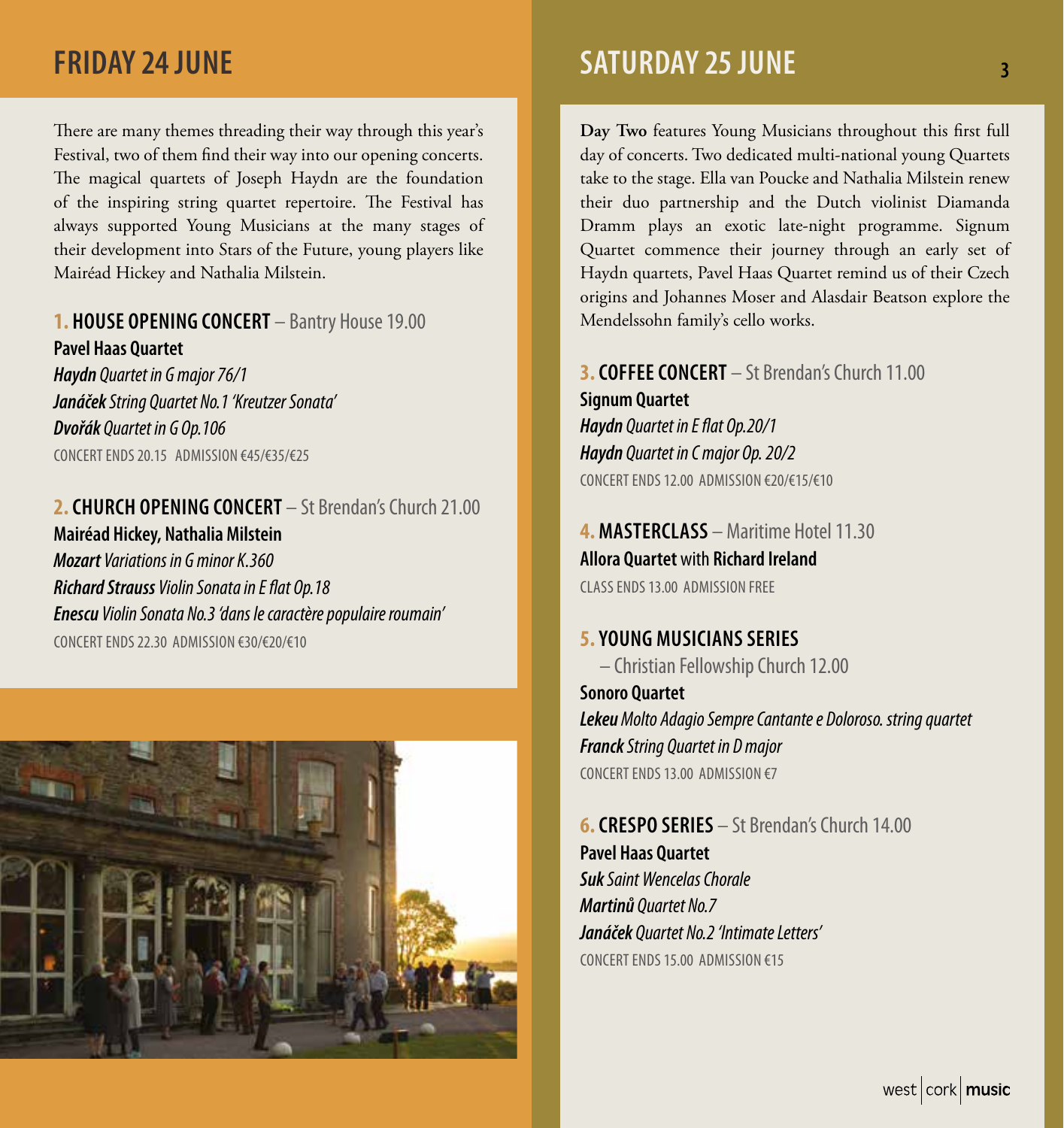# FRIDAY 24 JUNE

There are many themes threading their way through this year's Festival, two of them find their way into our opening concerts. The magical quartets of Joseph Haydn are the foundation of the inspiring string quartet repertoire. The Festival has always supported Young Musicians at the many stages of their development into Stars of the Future, young players like Mairéad Hickey and Nathalia Milstein.

### 1. HOUSE OPENING CONCERT – Bantry House 19.00

**Pavel Haas Quartet**

***Haydn*** *Quartet in G major 76/1*
***Janáček*** *String Quartet No.1 'Kreutzer Sonata'*
***Dvořák*** *Quartet in G Op.106*

CONCERT ENDS 20.15 ADMISSION €45/€35/€25

### 2. CHURCH OPENING CONCERT – St Brendan's Church 21.00

**Mairéad Hickey, Nathalia Milstein**

***Mozart*** *Variations in G minor K.360*
***Richard Strauss*** *Violin Sonata in E flat Op.18*
***Enescu*** *Violin Sonata No.3 'dans le caractère populaire roumain'*

CONCERT ENDS 22.30 ADMISSION €30/€20/€10

# SATURDAY 25 JUNE

**Day Two** features Young Musicians throughout this first full day of concerts. Two dedicated multi-national young Quartets take to the stage. Ella van Poucke and Nathalia Milstein renew their duo partnership and the Dutch violinist Diamanda Dramm plays an exotic late-night programme. Signum Quartet commence their journey through an early set of Haydn quartets, Pavel Haas Quartet remind us of their Czech origins and Johannes Moser and Alasdair Beatson explore the Mendelssohn family's cello works.

### 3. COFFEE CONCERT – St Brendan's Church 11.00

**Signum Quartet**

***Haydn*** *Quartet in E flat Op.20/1*
***Haydn*** *Quartet in C major Op. 20/2*

CONCERT ENDS 12.00 ADMISSION €20/€15/€10

### 4. MASTERCLASS – Maritime Hotel 11.30

**Allora Quartet** with **Richard Ireland**

CLASS ENDS 13.00 ADMISSION FREE

### 5. YOUNG MUSICIANS SERIES – Christian Fellowship Church 12.00

**Sonoro Quartet**

***Lekeu*** *Molto Adagio Sempre Cantante e Doloroso. string quartet*
***Franck*** *String Quartet in D major*

CONCERT ENDS 13.00 ADMISSION €7

### 6. CRESPO SERIES – St Brendan's Church 14.00

**Pavel Haas Quartet**

***Suk*** *Saint Wencelas Chorale*
***Martinů*** *Quartet No.7*
***Janáček*** *Quartet No.2 'Intimate Letters'*

CONCERT ENDS 15.00 ADMISSION €15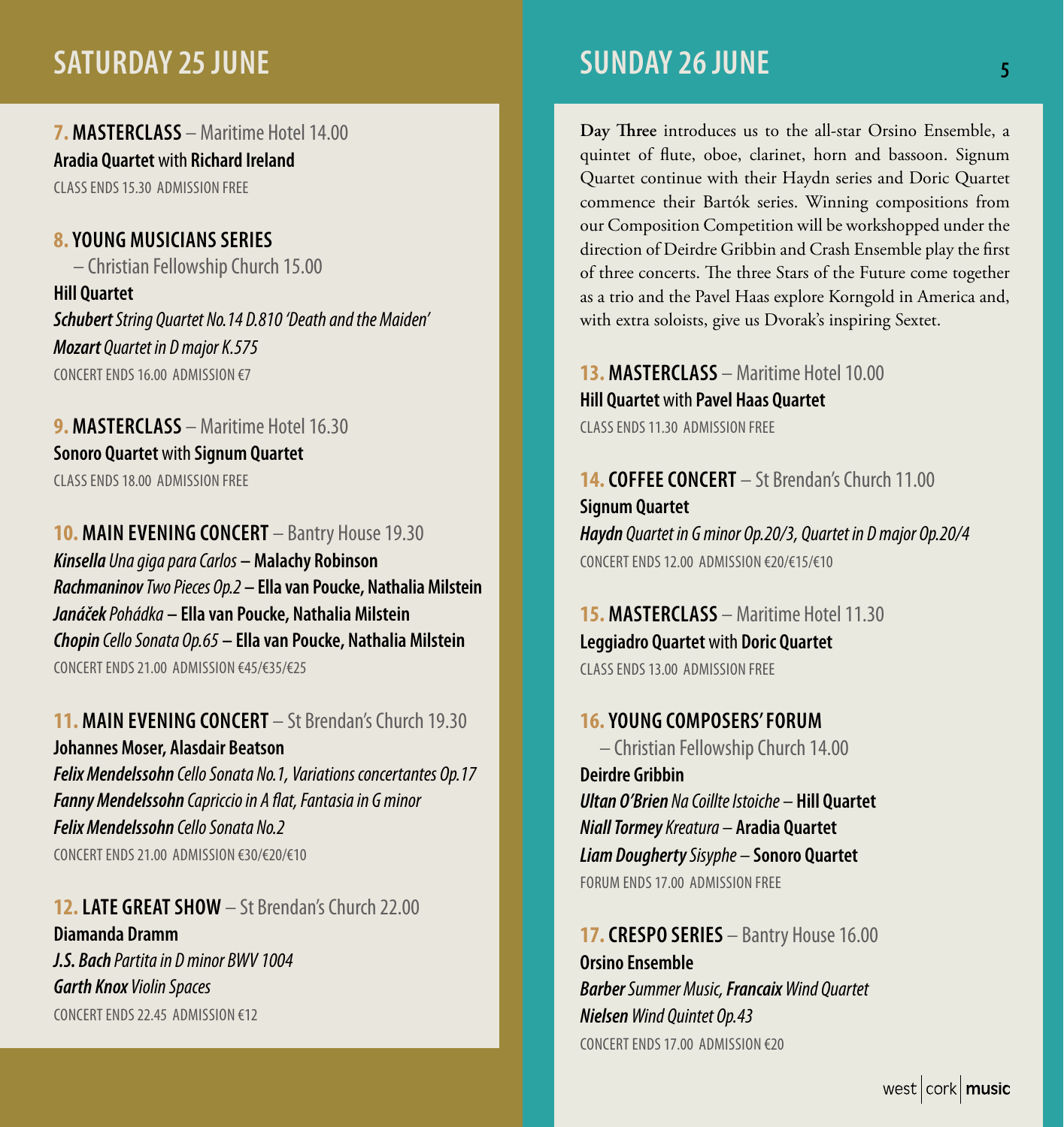## SATURDAY 25 JUNE

**7. MASTERCLASS** – Maritime Hotel 14.00
**Aradia Quartet** with **Richard Ireland**
CLASS ENDS 15.30 ADMISSION FREE

**8. YOUNG MUSICIANS SERIES** – Christian Fellowship Church 15.00
**Hill Quartet**
***Schubert** String Quartet No.14 D.810 'Death and the Maiden'*
***Mozart** Quartet in D major K.575*
CONCERT ENDS 16.00 ADMISSION €7

**9. MASTERCLASS** – Maritime Hotel 16.30
**Sonoro Quartet** with **Signum Quartet**
CLASS ENDS 18.00 ADMISSION FREE

**10. MAIN EVENING CONCERT** – Bantry House 19.30
***Kinsella** Una giga para Carlos* **– Malachy Robinson**
***Rachmaninov** Two Pieces Op.2* **– Ella van Poucke, Nathalia Milstein**
***Janáček** Pohádka* **– Ella van Poucke, Nathalia Milstein**
***Chopin** Cello Sonata Op.65* **– Ella van Poucke, Nathalia Milstein**
CONCERT ENDS 21.00 ADMISSION €45/€35/€25

**11. MAIN EVENING CONCERT** – St Brendan's Church 19.30
**Johannes Moser, Alasdair Beatson**
***Felix Mendelssohn** Cello Sonata No.1, Variations concertantes Op.17*
***Fanny Mendelssohn** Capriccio in A flat, Fantasia in G minor*
***Felix Mendelssohn** Cello Sonata No.2*
CONCERT ENDS 21.00 ADMISSION €30/€20/€10

**12. LATE GREAT SHOW** – St Brendan's Church 22.00
**Diamanda Dramm**
***J.S. Bach** Partita in D minor BWV 1004*
***Garth Knox** Violin Spaces*
CONCERT ENDS 22.45 ADMISSION €12

## SUNDAY 26 JUNE

**Day Three** introduces us to the all-star Orsino Ensemble, a quintet of flute, oboe, clarinet, horn and bassoon. Signum Quartet continue with their Haydn series and Doric Quartet commence their Bartók series. Winning compositions from our Composition Competition will be workshopped under the direction of Deirdre Gribbin and Crash Ensemble play the first of three concerts. The three Stars of the Future come together as a trio and the Pavel Haas explore Korngold in America and, with extra soloists, give us Dvorak's inspiring Sextet.

**13. MASTERCLASS** – Maritime Hotel 10.00
**Hill Quartet** with **Pavel Haas Quartet**
CLASS ENDS 11.30 ADMISSION FREE

**14. COFFEE CONCERT** – St Brendan's Church 11.00
**Signum Quartet**
***Haydn** Quartet in G minor Op.20/3, Quartet in D major Op.20/4*
CONCERT ENDS 12.00 ADMISSION €20/€15/€10

**15. MASTERCLASS** – Maritime Hotel 11.30
**Leggiadro Quartet** with **Doric Quartet**
CLASS ENDS 13.00 ADMISSION FREE

**16. YOUNG COMPOSERS' FORUM** – Christian Fellowship Church 14.00
**Deirdre Gribbin**
***Ultan O'Brien** Na Coillte Istoiche* – **Hill Quartet**
***Niall Tormey** Kreatura* – **Aradia Quartet**
***Liam Dougherty** Sisyphe* – **Sonoro Quartet**
FORUM ENDS 17.00 ADMISSION FREE

**17. CRESPO SERIES** – Bantry House 16.00
**Orsino Ensemble**
***Barber** Summer Music, **Francaix** Wind Quartet*
***Nielsen** Wind Quintet Op.43*
CONCERT ENDS 17.00 ADMISSION €20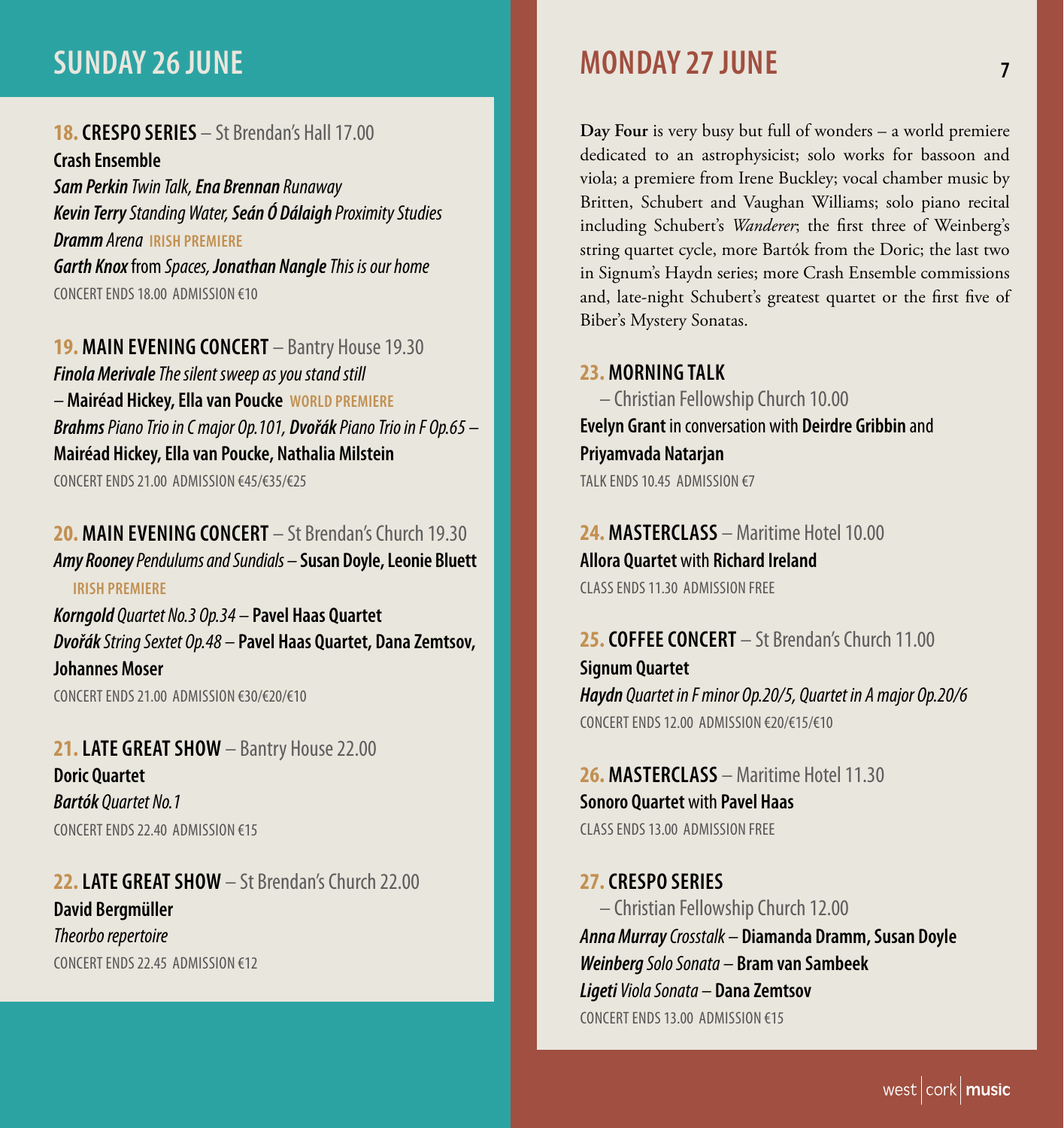## SUNDAY 26 JUNE

**18. CRESPO SERIES** – St Brendan's Hall 17.00
**Crash Ensemble**
***Sam Perkin*** *Twin Talk,* ***Ena Brennan*** *Runaway*
***Kevin Terry*** *Standing Water,* ***Seán Ó Dálaigh*** *Proximity Studies*
***Dramm*** *Arena* IRISH PREMIERE
***Garth Knox*** from *Spaces,* ***Jonathan Nangle*** *This is our home*
CONCERT ENDS 18.00 ADMISSION €10

**19. MAIN EVENING CONCERT** – Bantry House 19.30
***Finola Merivale*** *The silent sweep as you stand still*
– **Mairéad Hickey, Ella van Poucke** WORLD PREMIERE
***Brahms*** *Piano Trio in C major Op.101,* ***Dvořák*** *Piano Trio in F Op.65* –
**Mairéad Hickey, Ella van Poucke, Nathalia Milstein**
CONCERT ENDS 21.00 ADMISSION €45/€35/€25

**20. MAIN EVENING CONCERT** – St Brendan's Church 19.30
***Amy Rooney*** *Pendulums and Sundials* – **Susan Doyle, Leonie Bluett** IRISH PREMIERE
***Korngold*** *Quartet No.3 Op.34* – **Pavel Haas Quartet**
***Dvořák*** *String Sextet Op.48* – **Pavel Haas Quartet, Dana Zemtsov, Johannes Moser**
CONCERT ENDS 21.00 ADMISSION €30/€20/€10

**21. LATE GREAT SHOW** – Bantry House 22.00
**Doric Quartet**
***Bartók*** *Quartet No.1*
CONCERT ENDS 22.40 ADMISSION €15

**22. LATE GREAT SHOW** – St Brendan's Church 22.00
**David Bergmüller**
*Theorbo repertoire*
CONCERT ENDS 22.45 ADMISSION €12

## MONDAY 27 JUNE

**Day Four** is very busy but full of wonders – a world premiere dedicated to an astrophysicist; solo works for bassoon and viola; a premiere from Irene Buckley; vocal chamber music by Britten, Schubert and Vaughan Williams; solo piano recital including Schubert's *Wanderer*; the first three of Weinberg's string quartet cycle, more Bartók from the Doric; the last two in Signum's Haydn series; more Crash Ensemble commissions and, late-night Schubert's greatest quartet or the first five of Biber's Mystery Sonatas.

**23. MORNING TALK**
– Christian Fellowship Church 10.00
**Evelyn Grant** in conversation with **Deirdre Gribbin** and **Priyamvada Natarjan**
TALK ENDS 10.45 ADMISSION €7

**24. MASTERCLASS** – Maritime Hotel 10.00
**Allora Quartet** with **Richard Ireland**
CLASS ENDS 11.30 ADMISSION FREE

**25. COFFEE CONCERT** – St Brendan's Church 11.00
**Signum Quartet**
***Haydn*** *Quartet in F minor Op.20/5, Quartet in A major Op.20/6*
CONCERT ENDS 12.00 ADMISSION €20/€15/€10

**26. MASTERCLASS** – Maritime Hotel 11.30
**Sonoro Quartet** with **Pavel Haas**
CLASS ENDS 13.00 ADMISSION FREE

**27. CRESPO SERIES**
– Christian Fellowship Church 12.00
***Anna Murray*** *Crosstalk* – **Diamanda Dramm, Susan Doyle**
***Weinberg*** *Solo Sonata* – **Bram van Sambeek**
***Ligeti*** *Viola Sonata* – **Dana Zemtsov**
CONCERT ENDS 13.00 ADMISSION €15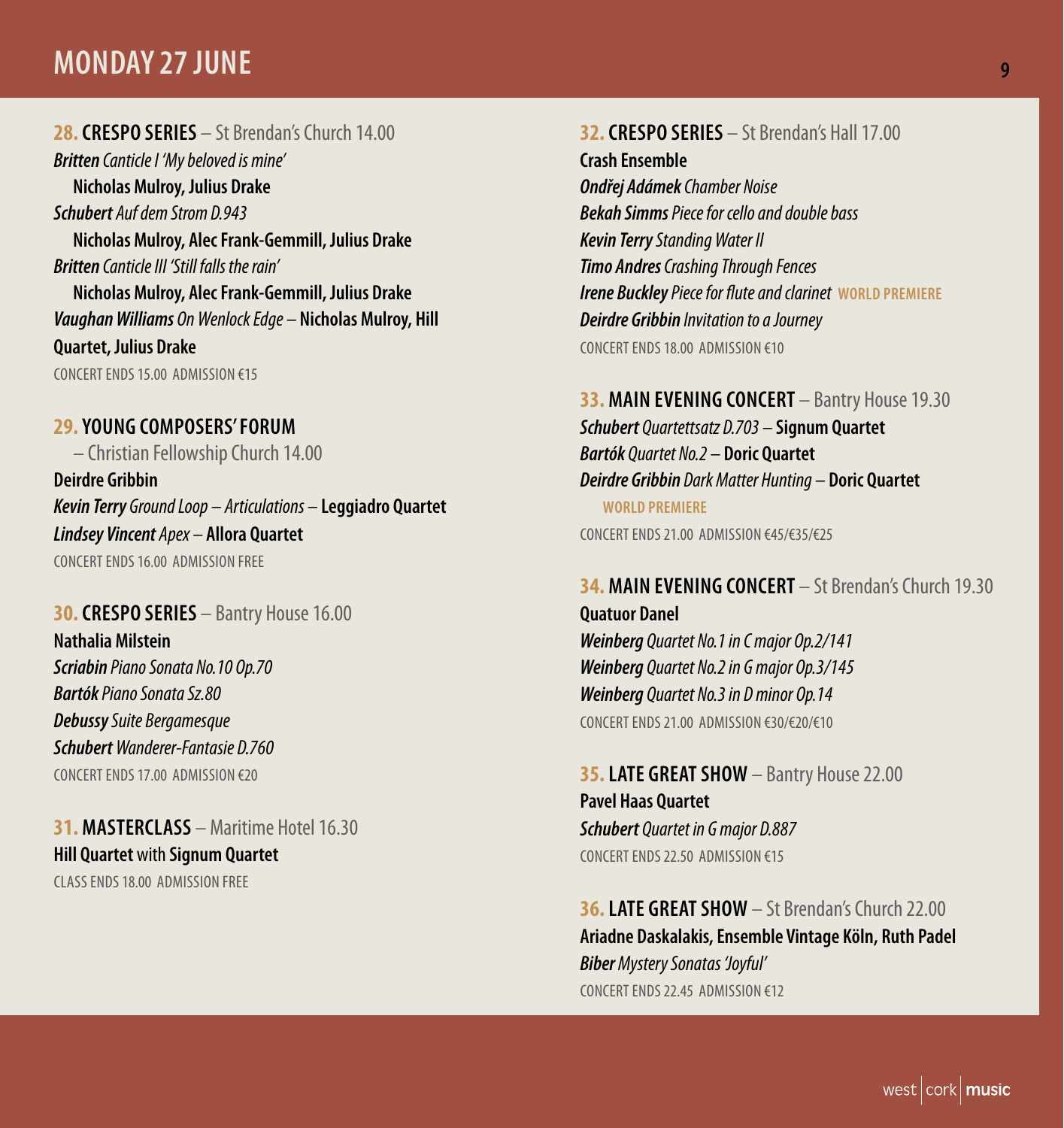# MONDAY 27 JUNE

**28. CRESPO SERIES** – St Brendan's Church 14.00

***Britten*** *Canticle I 'My beloved is mine'*
**Nicholas Mulroy, Julius Drake**
***Schubert*** *Auf dem Strom D.943*
**Nicholas Mulroy, Alec Frank-Gemmill, Julius Drake**
***Britten*** *Canticle III 'Still falls the rain'*
**Nicholas Mulroy, Alec Frank-Gemmill, Julius Drake**
***Vaughan Williams*** *On Wenlock Edge* – **Nicholas Mulroy, Hill Quartet, Julius Drake**

CONCERT ENDS 15.00 ADMISSION €15

**29. YOUNG COMPOSERS' FORUM** – Christian Fellowship Church 14.00

**Deirdre Gribbin**
***Kevin Terry*** *Ground Loop – Articulations* – **Leggiadro Quartet**
***Lindsey Vincent*** *Apex* – **Allora Quartet**

CONCERT ENDS 16.00 ADMISSION FREE

**30. CRESPO SERIES** – Bantry House 16.00

**Nathalia Milstein**
***Scriabin*** *Piano Sonata No.10 Op.70*
***Bartók*** *Piano Sonata Sz.80*
***Debussy*** *Suite Bergamesque*
***Schubert*** *Wanderer-Fantasie D.760*

CONCERT ENDS 17.00 ADMISSION €20

**31. MASTERCLASS** – Maritime Hotel 16.30

**Hill Quartet** with **Signum Quartet**

CLASS ENDS 18.00 ADMISSION FREE

**32. CRESPO SERIES** – St Brendan's Hall 17.00

**Crash Ensemble**
***Ondřej Adámek*** *Chamber Noise*
***Bekah Simms*** *Piece for cello and double bass*
***Kevin Terry*** *Standing Water II*
***Timo Andres*** *Crashing Through Fences*
***Irene Buckley*** *Piece for flute and clarinet* WORLD PREMIERE
***Deirdre Gribbin*** *Invitation to a Journey*

CONCERT ENDS 18.00 ADMISSION €10

**33. MAIN EVENING CONCERT** – Bantry House 19.30

***Schubert*** *Quartettsatz D.703* – **Signum Quartet**
***Bartók*** *Quartet No.2* – **Doric Quartet**
***Deirdre Gribbin*** *Dark Matter Hunting* – **Doric Quartet**
WORLD PREMIERE

CONCERT ENDS 21.00 ADMISSION €45/€35/€25

**34. MAIN EVENING CONCERT** – St Brendan's Church 19.30

**Quatuor Danel**
***Weinberg*** *Quartet No.1 in C major Op.2/141*
***Weinberg*** *Quartet No.2 in G major Op.3/145*
***Weinberg*** *Quartet No.3 in D minor Op.14*

CONCERT ENDS 21.00 ADMISSION €30/€20/€10

**35. LATE GREAT SHOW** – Bantry House 22.00

**Pavel Haas Quartet**
***Schubert*** *Quartet in G major D.887*

CONCERT ENDS 22.50 ADMISSION €15

**36. LATE GREAT SHOW** – St Brendan's Church 22.00

**Ariadne Daskalakis, Ensemble Vintage Köln, Ruth Padel**
***Biber*** *Mystery Sonatas 'Joyful'*

CONCERT ENDS 22.45 ADMISSION €12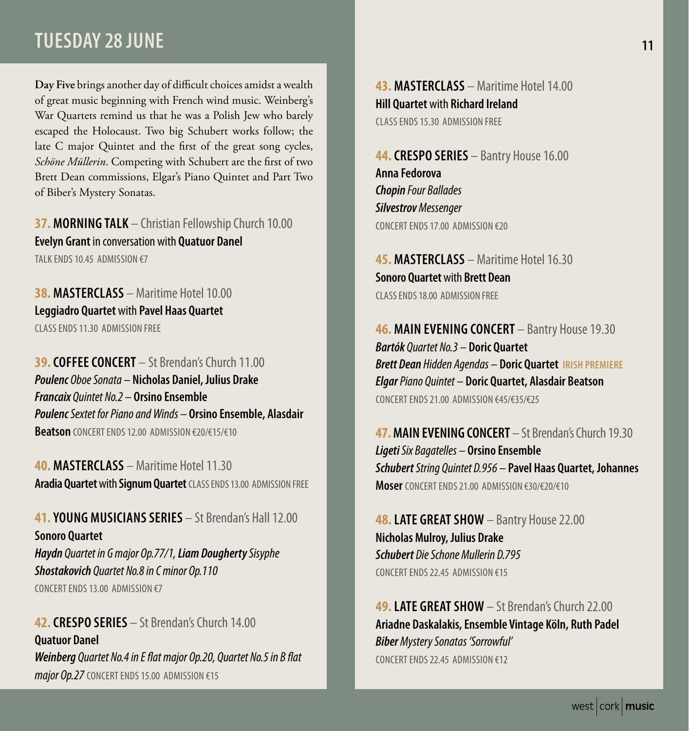# TUESDAY 28 JUNE

**Day Five** brings another day of difficult choices amidst a wealth of great music beginning with French wind music. Weinberg's War Quartets remind us that he was a Polish Jew who barely escaped the Holocaust. Two big Schubert works follow; the late C major Quintet and the first of the great song cycles, *Schöne Müllerin*. Competing with Schubert are the first of two Brett Dean commissions, Elgar's Piano Quintet and Part Two of Biber's Mystery Sonatas.

**37. MORNING TALK** – Christian Fellowship Church 10.00
**Evelyn Grant** in conversation with **Quatuor Danel**
TALK ENDS 10.45 ADMISSION €7

**38. MASTERCLASS** – Maritime Hotel 10.00
**Leggiadro Quartet** with **Pavel Haas Quartet**
CLASS ENDS 11.30 ADMISSION FREE

**39. COFFEE CONCERT** – St Brendan's Church 11.00
***Poulenc*** *Oboe Sonata* – **Nicholas Daniel, Julius Drake**
***Francaix*** *Quintet No.2* – **Orsino Ensemble**
***Poulenc*** *Sextet for Piano and Winds* – **Orsino Ensemble, Alasdair Beatson** CONCERT ENDS 12.00 ADMISSION €20/€15/€10

**40. MASTERCLASS** – Maritime Hotel 11.30
**Aradia Quartet** with **Signum Quartet** CLASS ENDS 13.00 ADMISSION FREE

**41. YOUNG MUSICIANS SERIES** – St Brendan's Hall 12.00
**Sonoro Quartet**
***Haydn*** *Quartet in G major Op.77/1,* ***Liam Dougherty*** *Sisyphe*
***Shostakovich*** *Quartet No.8 in C minor Op.110*
CONCERT ENDS 13.00 ADMISSION €7

**42. CRESPO SERIES** – St Brendan's Church 14.00
**Quatuor Danel**
***Weinberg*** *Quartet No.4 in E flat major Op.20, Quartet No.5 in B flat major Op.27* CONCERT ENDS 15.00 ADMISSION €15

**43. MASTERCLASS** – Maritime Hotel 14.00
**Hill Quartet** with **Richard Ireland**
CLASS ENDS 15.30 ADMISSION FREE

**44. CRESPO SERIES** – Bantry House 16.00
**Anna Fedorova**
***Chopin*** *Four Ballades*
***Silvestrov*** *Messenger*
CONCERT ENDS 17.00 ADMISSION €20

**45. MASTERCLASS** – Maritime Hotel 16.30
**Sonoro Quartet** with **Brett Dean**
CLASS ENDS 18.00 ADMISSION FREE

**46. MAIN EVENING CONCERT** – Bantry House 19.30
***Bartók*** *Quartet No.3* – **Doric Quartet**
***Brett Dean*** *Hidden Agendas* – **Doric Quartet** IRISH PREMIERE
***Elgar*** *Piano Quintet* – **Doric Quartet, Alasdair Beatson**
CONCERT ENDS 21.00 ADMISSION €45/€35/€25

**47. MAIN EVENING CONCERT** – St Brendan's Church 19.30
***Ligeti*** *Six Bagatelles* – **Orsino Ensemble**
***Schubert*** *String Quintet D.956* – **Pavel Haas Quartet, Johannes Moser** CONCERT ENDS 21.00 ADMISSION €30/€20/€10

**48. LATE GREAT SHOW** – Bantry House 22.00
**Nicholas Mulroy, Julius Drake**
***Schubert*** *Die Schone Mullerin D.795*
CONCERT ENDS 22.45 ADMISSION €15

**49. LATE GREAT SHOW** – St Brendan's Church 22.00
**Ariadne Daskalakis, Ensemble Vintage Köln, Ruth Padel**
***Biber*** *Mystery Sonatas 'Sorrowful'*
CONCERT ENDS 22.45 ADMISSION €12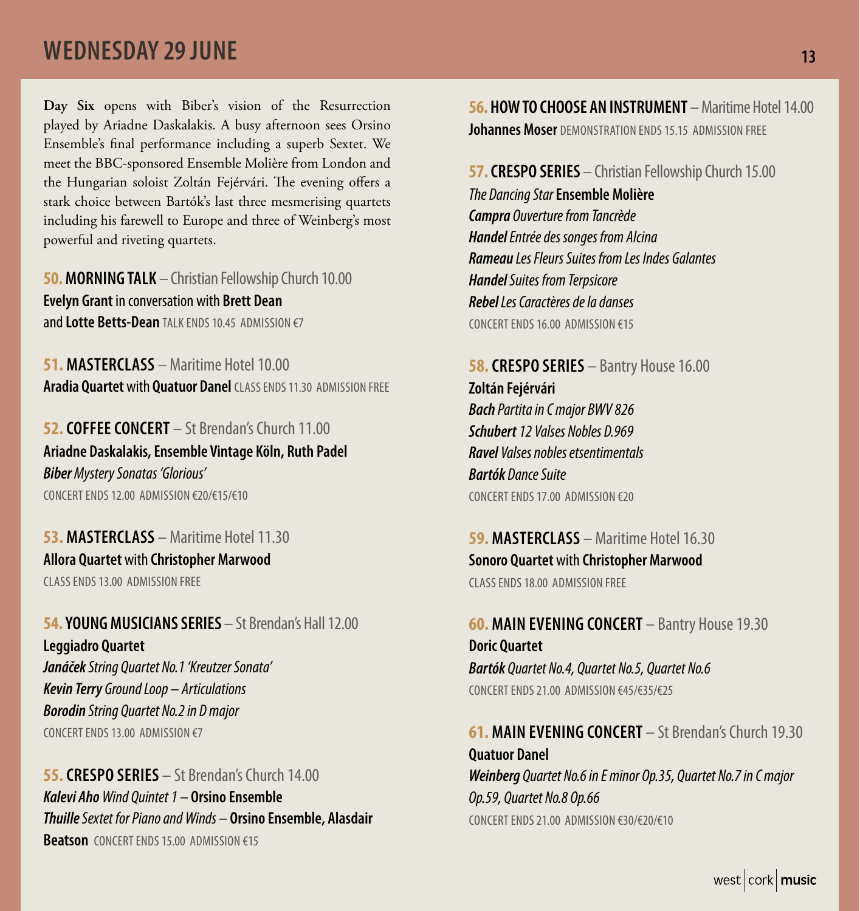# WEDNESDAY 29 JUNE

**Day Six** opens with Biber's vision of the Resurrection played by Ariadne Daskalakis. A busy afternoon sees Orsino Ensemble's final performance including a superb Sextet. We meet the BBC-sponsored Ensemble Molière from London and the Hungarian soloist Zoltán Fejérvári. The evening offers a stark choice between Bartók's last three mesmerising quartets including his farewell to Europe and three of Weinberg's most powerful and riveting quartets.

**50. MORNING TALK** – Christian Fellowship Church 10.00
**Evelyn Grant** in conversation with **Brett Dean** and **Lotte Betts-Dean** TALK ENDS 10.45 ADMISSION €7

**51. MASTERCLASS** – Maritime Hotel 10.00
**Aradia Quartet** with **Quatuor Danel** CLASS ENDS 11.30 ADMISSION FREE

**52. COFFEE CONCERT** – St Brendan's Church 11.00
**Ariadne Daskalakis, Ensemble Vintage Köln, Ruth Padel**
***Biber*** *Mystery Sonatas 'Glorious'*
CONCERT ENDS 12.00 ADMISSION €20/€15/€10

**53. MASTERCLASS** – Maritime Hotel 11.30
**Allora Quartet** with **Christopher Marwood**
CLASS ENDS 13.00 ADMISSION FREE

**54. YOUNG MUSICIANS SERIES** – St Brendan's Hall 12.00
**Leggiadro Quartet**
***Janáček*** *String Quartet No.1 'Kreutzer Sonata'*
***Kevin Terry*** *Ground Loop – Articulations*
***Borodin*** *String Quartet No.2 in D major*
CONCERT ENDS 13.00 ADMISSION €7

**55. CRESPO SERIES** – St Brendan's Church 14.00
***Kalevi Aho*** *Wind Quintet 1* – **Orsino Ensemble**
***Thuille*** *Sextet for Piano and Winds* – **Orsino Ensemble, Alasdair Beatson** CONCERT ENDS 15.00 ADMISSION €15

**56. HOW TO CHOOSE AN INSTRUMENT** – Maritime Hotel 14.00
**Johannes Moser** DEMONSTRATION ENDS 15.15 ADMISSION FREE

**57. CRESPO SERIES** – Christian Fellowship Church 15.00
*The Dancing Star* **Ensemble Molière**
***Campra*** *Ouverture from Tancrède*
***Handel*** *Entrée des songes from Alcina*
***Rameau*** *Les Fleurs Suites from Les Indes Galantes*
***Handel*** *Suites from Terpsicore*
***Rebel*** *Les Caractères de la danses*
CONCERT ENDS 16.00 ADMISSION €15

**58. CRESPO SERIES** – Bantry House 16.00
**Zoltán Fejérvári**
***Bach*** *Partita in C major BWV 826*
***Schubert*** *12 Valses Nobles D.969*
***Ravel*** *Valses nobles etsentimentals*
***Bartók*** *Dance Suite*
CONCERT ENDS 17.00 ADMISSION €20

**59. MASTERCLASS** – Maritime Hotel 16.30
**Sonoro Quartet** with **Christopher Marwood**
CLASS ENDS 18.00 ADMISSION FREE

**60. MAIN EVENING CONCERT** – Bantry House 19.30
**Doric Quartet**
***Bartók*** *Quartet No.4, Quartet No.5, Quartet No.6*
CONCERT ENDS 21.00 ADMISSION €45/€35/€25

**61. MAIN EVENING CONCERT** – St Brendan's Church 19.30
**Quatuor Danel**
***Weinberg*** *Quartet No.6 in E minor Op.35, Quartet No.7 in C major Op.59, Quartet No.8 Op.66*
CONCERT ENDS 21.00 ADMISSION €30/€20/€10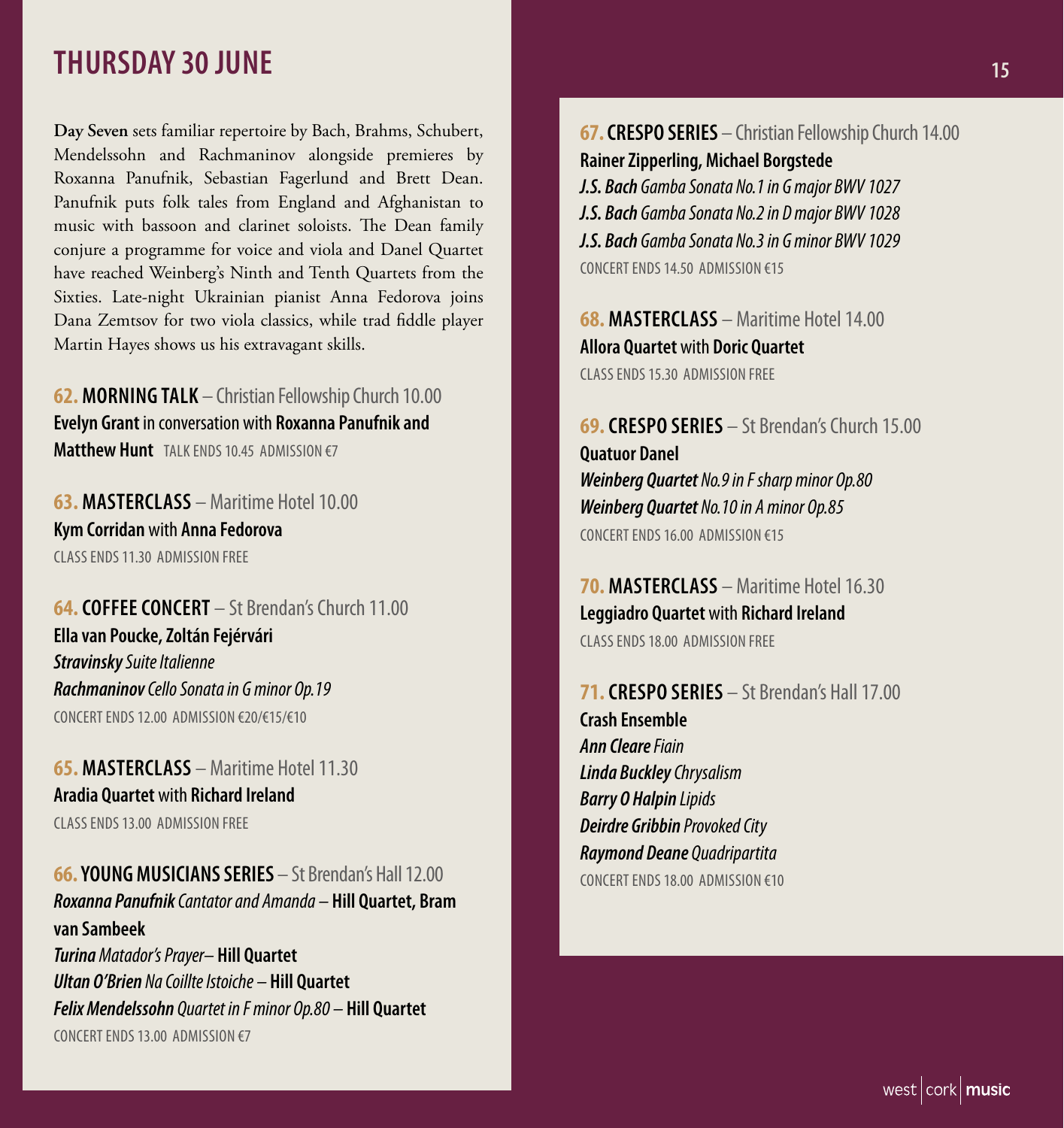# THURSDAY 30 JUNE

**Day Seven** sets familiar repertoire by Bach, Brahms, Schubert, Mendelssohn and Rachmaninov alongside premieres by Roxanna Panufnik, Sebastian Fagerlund and Brett Dean. Panufnik puts folk tales from England and Afghanistan to music with bassoon and clarinet soloists. The Dean family conjure a programme for voice and viola and Danel Quartet have reached Weinberg's Ninth and Tenth Quartets from the Sixties. Late-night Ukrainian pianist Anna Fedorova joins Dana Zemtsov for two viola classics, while trad fiddle player Martin Hayes shows us his extravagant skills.

**62. MORNING TALK** – Christian Fellowship Church 10.00
**Evelyn Grant** in conversation with **Roxanna Panufnik and Matthew Hunt** TALK ENDS 10.45 ADMISSION €7

**63. MASTERCLASS** – Maritime Hotel 10.00
**Kym Corridan** with **Anna Fedorova**
CLASS ENDS 11.30 ADMISSION FREE

**64. COFFEE CONCERT** – St Brendan's Church 11.00
**Ella van Poucke, Zoltán Fejérvári**
***Stravinsky*** *Suite Italienne*
***Rachmaninov*** *Cello Sonata in G minor Op.19*
CONCERT ENDS 12.00 ADMISSION €20/€15/€10

**65. MASTERCLASS** – Maritime Hotel 11.30
**Aradia Quartet** with **Richard Ireland**
CLASS ENDS 13.00 ADMISSION FREE

**66. YOUNG MUSICIANS SERIES** – St Brendan's Hall 12.00
***Roxanna Panufnik*** *Cantator and Amanda* – **Hill Quartet, Bram van Sambeek**
***Turina*** *Matador's Prayer* – **Hill Quartet**
***Ultan O'Brien*** *Na Coillte Istoiche* – **Hill Quartet**
***Felix Mendelssohn*** *Quartet in F minor Op.80* – **Hill Quartet**
CONCERT ENDS 13.00 ADMISSION €7

**67. CRESPO SERIES** – Christian Fellowship Church 14.00
**Rainer Zipperling, Michael Borgstede**
***J.S. Bach*** *Gamba Sonata No.1 in G major BWV 1027*
***J.S. Bach*** *Gamba Sonata No.2 in D major BWV 1028*
***J.S. Bach*** *Gamba Sonata No.3 in G minor BWV 1029*
CONCERT ENDS 14.50 ADMISSION €15

**68. MASTERCLASS** – Maritime Hotel 14.00
**Allora Quartet** with **Doric Quartet**
CLASS ENDS 15.30 ADMISSION FREE

**69. CRESPO SERIES** – St Brendan's Church 15.00
**Quatuor Danel**
***Weinberg Quartet*** *No.9 in F sharp minor Op.80*
***Weinberg Quartet*** *No.10 in A minor Op.85*
CONCERT ENDS 16.00 ADMISSION €15

**70. MASTERCLASS** – Maritime Hotel 16.30
**Leggiadro Quartet** with **Richard Ireland**
CLASS ENDS 18.00 ADMISSION FREE

**71. CRESPO SERIES** – St Brendan's Hall 17.00
**Crash Ensemble**
***Ann Cleare*** *Fiain*
***Linda Buckley*** *Chrysalism*
***Barry O Halpin*** *Lipids*
***Deirdre Gribbin*** *Provoked City*
***Raymond Deane*** *Quadripartita*
CONCERT ENDS 18.00 ADMISSION €10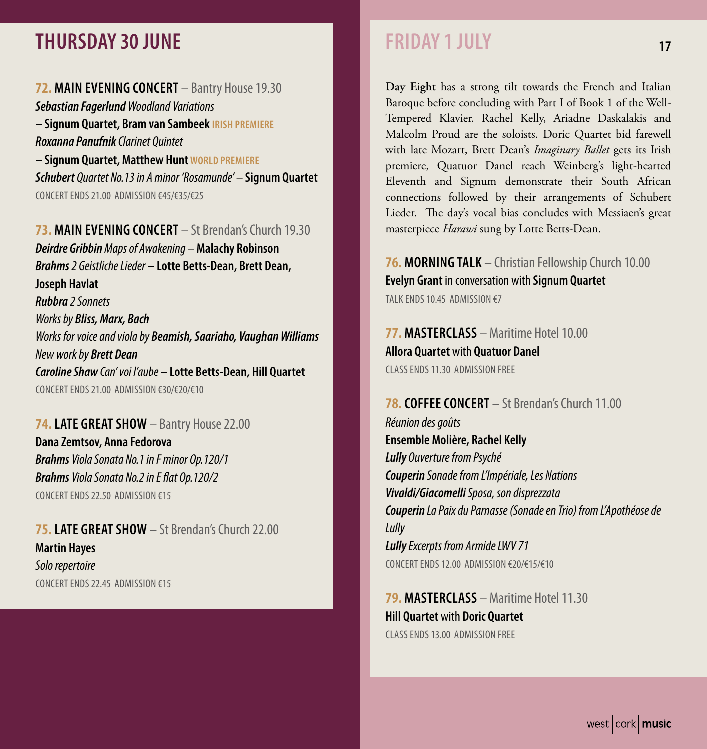## THURSDAY 30 JUNE

**72. MAIN EVENING CONCERT** – Bantry House 19.30
***Sebastian Fagerlund** Woodland Variations*
– **Signum Quartet, Bram van Sambeek** IRISH PREMIERE
***Roxanna Panufnik** Clarinet Quintet*
– **Signum Quartet, Matthew Hunt** WORLD PREMIERE
***Schubert** Quartet No.13 in A minor 'Rosamunde'* – **Signum Quartet**
CONCERT ENDS 21.00 ADMISSION €45/€35/€25

**73. MAIN EVENING CONCERT** – St Brendan's Church 19.30
***Deirdre Gribbin** Maps of Awakening* – **Malachy Robinson**
***Brahms** 2 Geistliche Lieder* – **Lotte Betts-Dean, Brett Dean, Joseph Havlat**
***Rubbra** 2 Sonnets*
*Works by **Bliss, Marx, Bach***
*Works for voice and viola by **Beamish, Saariaho, Vaughan Williams***
*New work by **Brett Dean***
***Caroline Shaw** Can' voi l'aube* – **Lotte Betts-Dean, Hill Quartet**
CONCERT ENDS 21.00 ADMISSION €30/€20/€10

**74. LATE GREAT SHOW** – Bantry House 22.00
**Dana Zemtsov, Anna Fedorova**
***Brahms** Viola Sonata No.1 in F minor Op.120/1*
***Brahms** Viola Sonata No.2 in E flat Op.120/2*
CONCERT ENDS 22.50 ADMISSION €15

**75. LATE GREAT SHOW** – St Brendan's Church 22.00
**Martin Hayes**
*Solo repertoire*
CONCERT ENDS 22.45 ADMISSION €15

## FRIDAY 1 JULY

**Day Eight** has a strong tilt towards the French and Italian Baroque before concluding with Part I of Book 1 of the Well-Tempered Klavier. Rachel Kelly, Ariadne Daskalakis and Malcolm Proud are the soloists. Doric Quartet bid farewell with late Mozart, Brett Dean's *Imaginary Ballet* gets its Irish premiere, Quatuor Danel reach Weinberg's light-hearted Eleventh and Signum demonstrate their South African connections followed by their arrangements of Schubert Lieder. The day's vocal bias concludes with Messiaen's great masterpiece *Harawi* sung by Lotte Betts-Dean.

**76. MORNING TALK** – Christian Fellowship Church 10.00
**Evelyn Grant** in conversation with **Signum Quartet**
TALK ENDS 10.45 ADMISSION €7

**77. MASTERCLASS** – Maritime Hotel 10.00
**Allora Quartet** with **Quatuor Danel**
CLASS ENDS 11.30 ADMISSION FREE

**78. COFFEE CONCERT** – St Brendan's Church 11.00
*Réunion des goûts*
**Ensemble Molière, Rachel Kelly**
***Lully** Ouverture from Psyché*
***Couperin** Sonade from L'Impériale, Les Nations*
***Vivaldi/Giacomelli** Sposa, son disprezzata*
***Couperin** La Paix du Parnasse (Sonade en Trio) from L'Apothéose de Lully*
***Lully** Excerpts from Armide LWV 71*
CONCERT ENDS 12.00 ADMISSION €20/€15/€10

**79. MASTERCLASS** – Maritime Hotel 11.30
**Hill Quartet** with **Doric Quartet**
CLASS ENDS 13.00 ADMISSION FREE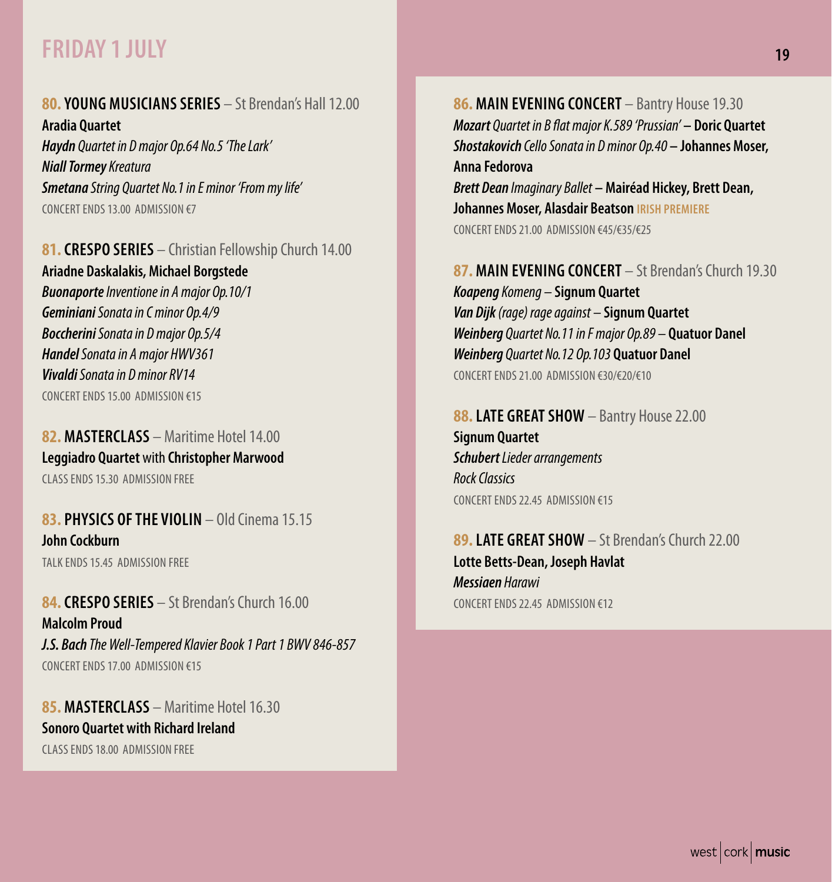# FRIDAY 1 JULY

**80. YOUNG MUSICIANS SERIES** – St Brendan's Hall 12.00
**Aradia Quartet**
***Haydn*** *Quartet in D major Op.64 No.5 'The Lark'*
***Niall Tormey*** *Kreatura*
***Smetana*** *String Quartet No.1 in E minor 'From my life'*
CONCERT ENDS 13.00 ADMISSION €7

**81. CRESPO SERIES** – Christian Fellowship Church 14.00
**Ariadne Daskalakis, Michael Borgstede**
***Buonaporte*** *Inventione in A major Op.10/1*
***Geminiani*** *Sonata in C minor Op.4/9*
***Boccherini*** *Sonata in D major Op.5/4*
***Handel*** *Sonata in A major HWV361*
***Vivaldi*** *Sonata in D minor RV14*
CONCERT ENDS 15.00 ADMISSION €15

**82. MASTERCLASS** – Maritime Hotel 14.00
**Leggiadro Quartet** with **Christopher Marwood**
CLASS ENDS 15.30 ADMISSION FREE

**83. PHYSICS OF THE VIOLIN** – Old Cinema 15.15
**John Cockburn**
TALK ENDS 15.45 ADMISSION FREE

**84. CRESPO SERIES** – St Brendan's Church 16.00
**Malcolm Proud**
***J.S. Bach*** *The Well-Tempered Klavier Book 1 Part 1 BWV 846-857*
CONCERT ENDS 17.00 ADMISSION €15

**85. MASTERCLASS** – Maritime Hotel 16.30
**Sonoro Quartet with Richard Ireland**
CLASS ENDS 18.00 ADMISSION FREE

**86. MAIN EVENING CONCERT** – Bantry House 19.30
***Mozart*** *Quartet in B flat major K.589 'Prussian'* **– Doric Quartet**
***Shostakovich*** *Cello Sonata in D minor Op.40* **– Johannes Moser, Anna Fedorova**
***Brett Dean*** *Imaginary Ballet* **– Mairéad Hickey, Brett Dean, Johannes Moser, Alasdair Beatson** IRISH PREMIERE
CONCERT ENDS 21.00 ADMISSION €45/€35/€25

**87. MAIN EVENING CONCERT** – St Brendan's Church 19.30
***Koapeng*** *Komeng* – **Signum Quartet**
***Van Dijk*** *(rage) rage against* – **Signum Quartet**
***Weinberg*** *Quartet No.11 in F major Op.89* – **Quatuor Danel**
***Weinberg*** *Quartet No.12 Op.103* **Quatuor Danel**
CONCERT ENDS 21.00 ADMISSION €30/€20/€10

**88. LATE GREAT SHOW** – Bantry House 22.00
**Signum Quartet**
***Schubert*** *Lieder arrangements*
*Rock Classics*
CONCERT ENDS 22.45 ADMISSION €15

**89. LATE GREAT SHOW** – St Brendan's Church 22.00
**Lotte Betts-Dean, Joseph Havlat**
***Messiaen*** *Harawi*
CONCERT ENDS 22.45 ADMISSION €12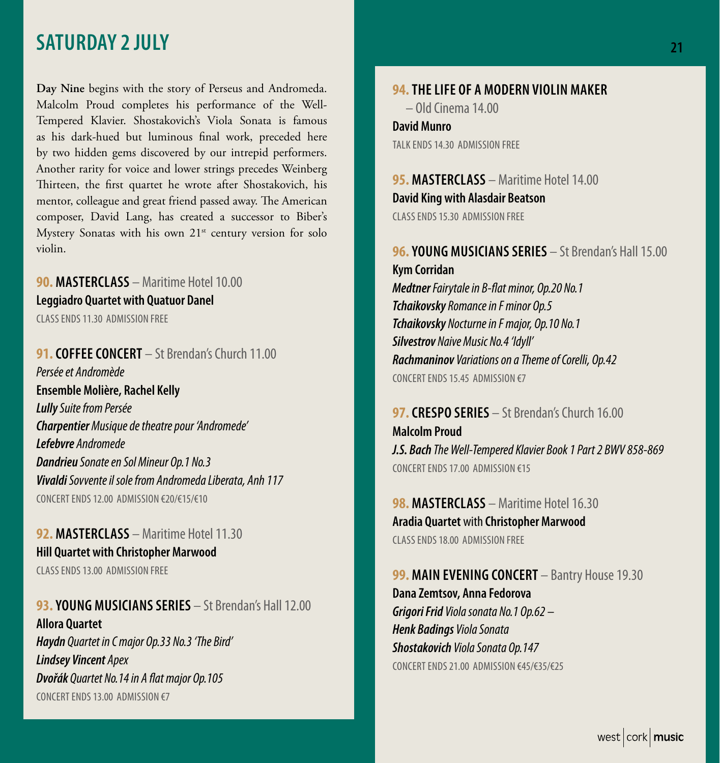# SATURDAY 2 JULY

**Day Nine** begins with the story of Perseus and Andromeda. Malcolm Proud completes his performance of the Well-Tempered Klavier. Shostakovich's Viola Sonata is famous as his dark-hued but luminous final work, preceded here by two hidden gems discovered by our intrepid performers. Another rarity for voice and lower strings precedes Weinberg Thirteen, the first quartet he wrote after Shostakovich, his mentor, colleague and great friend passed away. The American composer, David Lang, has created a successor to Biber's Mystery Sonatas with his own 21st century version for solo violin.

### 90. MASTERCLASS – Maritime Hotel 10.00

**Leggiadro Quartet with Quatuor Danel**

CLASS ENDS 11.30 ADMISSION FREE

### 91. COFFEE CONCERT – St Brendan's Church 11.00

*Persée et Andromède*

**Ensemble Molière, Rachel Kelly**

***Lully*** *Suite from Persée*
***Charpentier*** *Musique de theatre pour 'Andromede'*
***Lefebvre*** *Andromede*
***Dandrieu*** *Sonate en Sol Mineur Op.1 No.3*
***Vivaldi*** *Sovvente il sole from Andromeda Liberata, Anh 117*

CONCERT ENDS 12.00 ADMISSION €20/€15/€10

### 92. MASTERCLASS – Maritime Hotel 11.30

**Hill Quartet with Christopher Marwood**

CLASS ENDS 13.00 ADMISSION FREE

### 93. YOUNG MUSICIANS SERIES – St Brendan's Hall 12.00

**Allora Quartet**

***Haydn*** *Quartet in C major Op.33 No.3 'The Bird'*
***Lindsey Vincent*** *Apex*
***Dvořák*** *Quartet No.14 in A flat major Op.105*

CONCERT ENDS 13.00 ADMISSION €7

### 94. THE LIFE OF A MODERN VIOLIN MAKER – Old Cinema 14.00

**David Munro**

TALK ENDS 14.30 ADMISSION FREE

### 95. MASTERCLASS – Maritime Hotel 14.00

**David King with Alasdair Beatson**

CLASS ENDS 15.30 ADMISSION FREE

### 96. YOUNG MUSICIANS SERIES – St Brendan's Hall 15.00

**Kym Corridan**

***Medtner*** *Fairytale in B-flat minor, Op.20 No.1*
***Tchaikovsky*** *Romance in F minor Op.5*
***Tchaikovsky*** *Nocturne in F major, Op.10 No.1*
***Silvestrov*** *Naive Music No.4 'Idyll'*
***Rachmaninov*** *Variations on a Theme of Corelli, Op.42*

CONCERT ENDS 15.45 ADMISSION €7

### 97. CRESPO SERIES – St Brendan's Church 16.00

**Malcolm Proud**

***J.S. Bach*** *The Well-Tempered Klavier Book 1 Part 2 BWV 858-869*

CONCERT ENDS 17.00 ADMISSION €15

### 98. MASTERCLASS – Maritime Hotel 16.30

**Aradia Quartet** with **Christopher Marwood**

CLASS ENDS 18.00 ADMISSION FREE

### 99. MAIN EVENING CONCERT – Bantry House 19.30

**Dana Zemtsov, Anna Fedorova**

***Grigori Frid*** *Viola sonata No.1 Op.62 –*
***Henk Badings*** *Viola Sonata*
***Shostakovich*** *Viola Sonata Op.147*

CONCERT ENDS 21.00 ADMISSION €45/€35/€25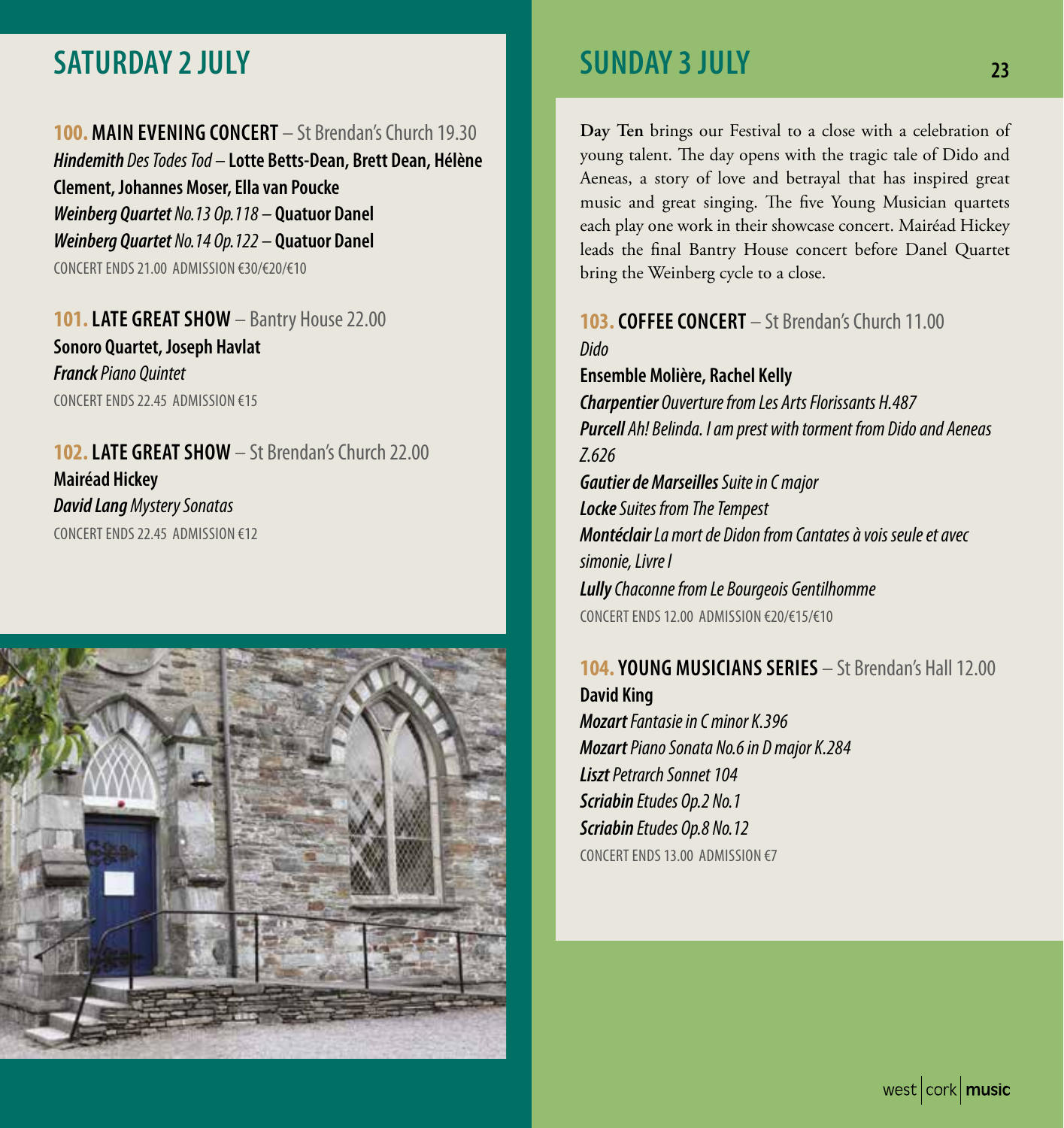## SATURDAY 2 JULY

**100. MAIN EVENING CONCERT** – St Brendan's Church 19.30
***Hindemith** Des Todes Tod* – **Lotte Betts-Dean, Brett Dean, Hélène Clement, Johannes Moser, Ella van Poucke**
***Weinberg Quartet** No.13 Op.118* – **Quatuor Danel**
***Weinberg Quartet** No.14 Op.122* – **Quatuor Danel**
CONCERT ENDS 21.00 ADMISSION €30/€20/€10

**101. LATE GREAT SHOW** – Bantry House 22.00
**Sonoro Quartet, Joseph Havlat**
***Franck** Piano Quintet*
CONCERT ENDS 22.45 ADMISSION €15

**102. LATE GREAT SHOW** – St Brendan's Church 22.00
**Mairéad Hickey**
***David Lang** Mystery Sonatas*
CONCERT ENDS 22.45 ADMISSION €12

## SUNDAY 3 JULY

**Day Ten** brings our Festival to a close with a celebration of young talent. The day opens with the tragic tale of Dido and Aeneas, a story of love and betrayal that has inspired great music and great singing. The five Young Musician quartets each play one work in their showcase concert. Mairéad Hickey leads the final Bantry House concert before Danel Quartet bring the Weinberg cycle to a close.

**103. COFFEE CONCERT** – St Brendan's Church 11.00
*Dido*
**Ensemble Molière, Rachel Kelly**
***Charpentier** Ouverture from Les Arts Florissants H.487*
***Purcell** Ah! Belinda. I am prest with torment from Dido and Aeneas Z.626*
***Gautier de Marseilles** Suite in C major*
***Locke** Suites from The Tempest*
***Montéclair** La mort de Didon from Cantates à vois seule et avec simonie, Livre I*
***Lully** Chaconne from Le Bourgeois Gentilhomme*
CONCERT ENDS 12.00 ADMISSION €20/€15/€10

**104. YOUNG MUSICIANS SERIES** – St Brendan's Hall 12.00
**David King**
***Mozart** Fantasie in C minor K.396*
***Mozart** Piano Sonata No.6 in D major K.284*
***Liszt** Petrarch Sonnet 104*
***Scriabin** Etudes Op.2 No.1*
***Scriabin** Etudes Op.8 No.12*
CONCERT ENDS 13.00 ADMISSION €7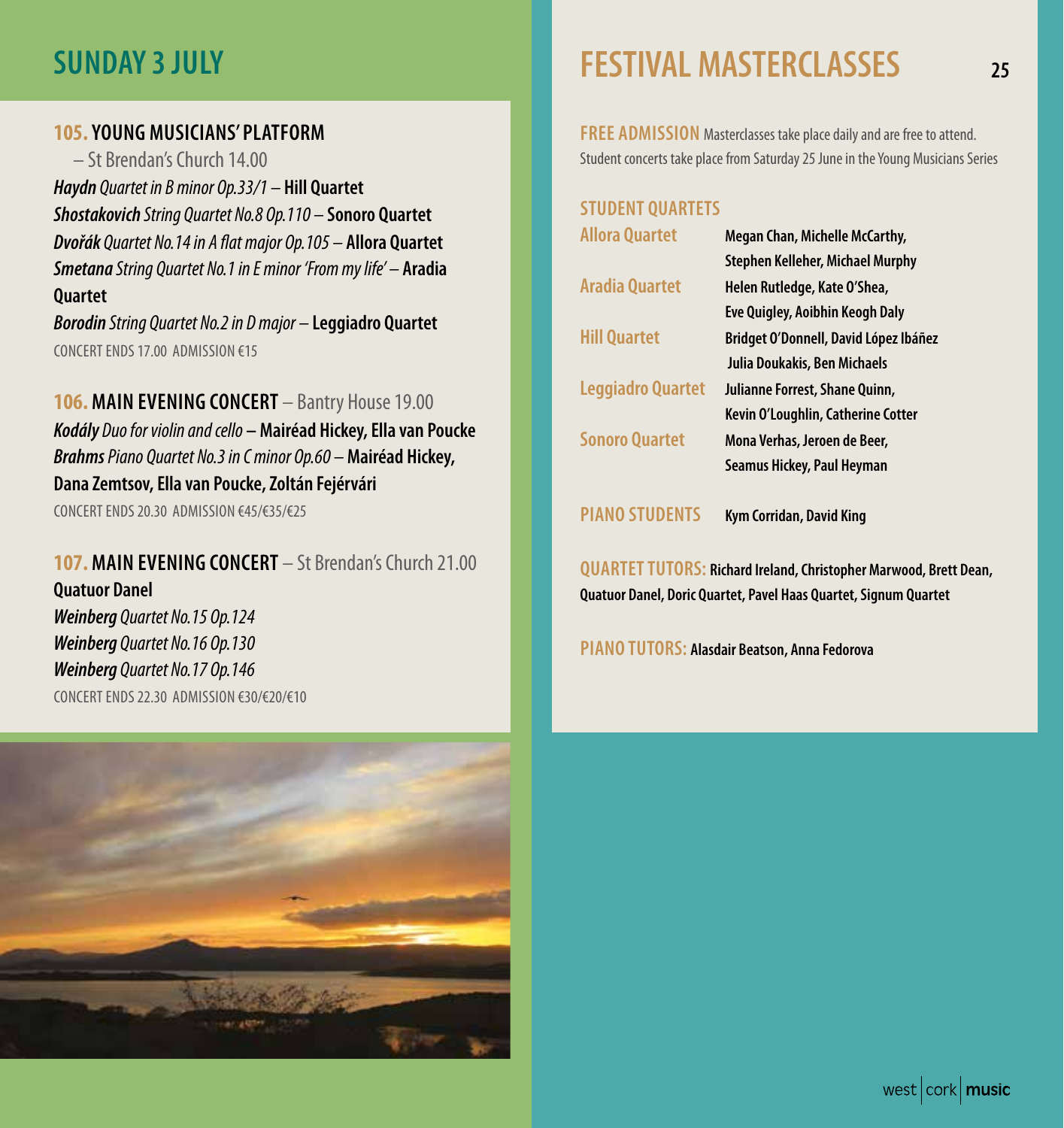## SUNDAY 3 JULY

**105. YOUNG MUSICIANS' PLATFORM** – St Brendan's Church 14.00

***Haydn*** *Quartet in B minor Op.33/1* – **Hill Quartet**
***Shostakovich*** *String Quartet No.8 Op.110* – **Sonoro Quartet**
***Dvořák*** *Quartet No.14 in A flat major Op.105* – **Allora Quartet**
***Smetana*** *String Quartet No.1 in E minor 'From my life'* – **Aradia Quartet**
***Borodin*** *String Quartet No.2 in D major* – **Leggiadro Quartet**

CONCERT ENDS 17.00 ADMISSION €15

**106. MAIN EVENING CONCERT** – Bantry House 19.00

***Kodály*** *Duo for violin and cello* – **Mairéad Hickey, Ella van Poucke**
***Brahms*** *Piano Quartet No.3 in C minor Op.60* – **Mairéad Hickey, Dana Zemtsov, Ella van Poucke, Zoltán Fejérvári**

CONCERT ENDS 20.30 ADMISSION €45/€35/€25

**107. MAIN EVENING CONCERT** – St Brendan's Church 21.00

**Quatuor Danel**
***Weinberg*** *Quartet No.15 Op.124*
***Weinberg*** *Quartet No.16 Op.130*
***Weinberg*** *Quartet No.17 Op.146*

CONCERT ENDS 22.30 ADMISSION €30/€20/€10

## FESTIVAL MASTERCLASSES

**FREE ADMISSION** Masterclasses take place daily and are free to attend. Student concerts take place from Saturday 25 June in the Young Musicians Series

### STUDENT QUARTETS

| | |
|---|---|
| Allora Quartet | **Megan Chan, Michelle McCarthy, Stephen Kelleher, Michael Murphy** |
| Aradia Quartet | **Helen Rutledge, Kate O'Shea, Eve Quigley, Aoibhin Keogh Daly** |
| Hill Quartet | **Bridget O'Donnell, David López Ibáñez Julia Doukakis, Ben Michaels** |
| Leggiadro Quartet | **Julianne Forrest, Shane Quinn, Kevin O'Loughlin, Catherine Cotter** |
| Sonoro Quartet | **Mona Verhas, Jeroen de Beer, Seamus Hickey, Paul Heyman** |

**PIANO STUDENTS** **Kym Corridan, David King**

**QUARTET TUTORS:** **Richard Ireland, Christopher Marwood, Brett Dean, Quatuor Danel, Doric Quartet, Pavel Haas Quartet, Signum Quartet**

**PIANO TUTORS:** **Alasdair Beatson, Anna Fedorova**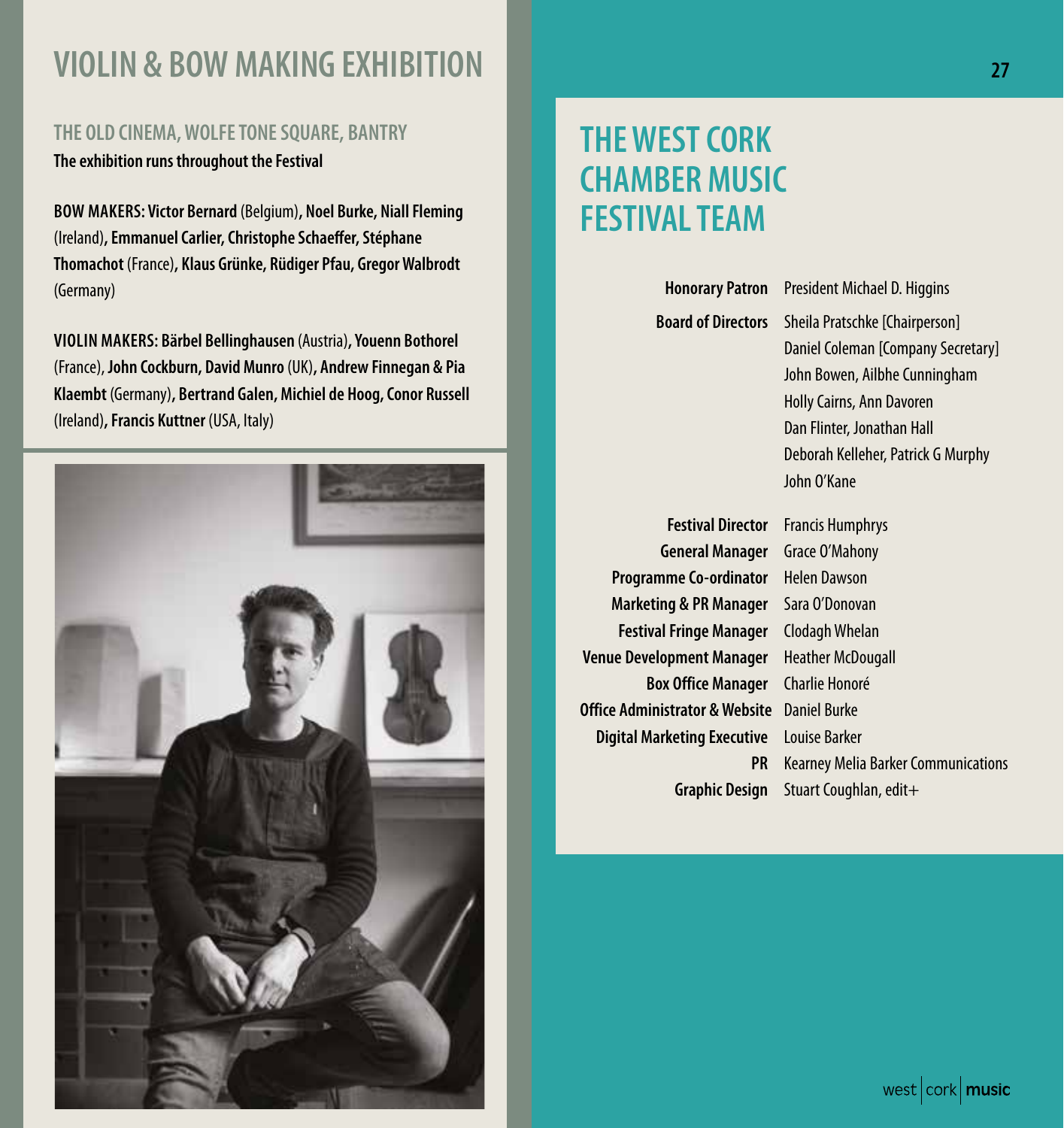# VIOLIN & BOW MAKING EXHIBITION

### THE OLD CINEMA, WOLFE TONE SQUARE, BANTRY

**The exhibition runs throughout the Festival**

**BOW MAKERS: Victor Bernard** (Belgium)**, Noel Burke, Niall Fleming** (Ireland)**, Emmanuel Carlier, Christophe Schaeffer, Stéphane Thomachot** (France)**, Klaus Grünke, Rüdiger Pfau, Gregor Walbrodt** (Germany)

**VIOLIN MAKERS: Bärbel Bellinghausen** (Austria)**, Youenn Bothorel** (France), **John Cockburn, David Munro** (UK)**, Andrew Finnegan & Pia Klaembt** (Germany)**, Bertrand Galen, Michiel de Hoog, Conor Russell** (Ireland)**, Francis Kuttner** (USA, Italy)

# THE WEST CORK CHAMBER MUSIC FESTIVAL TEAM

**Honorary Patron** President Michael D. Higgins

**Board of Directors** Sheila Pratschke [Chairperson]
Daniel Coleman [Company Secretary]
John Bowen, Ailbhe Cunningham
Holly Cairns, Ann Davoren
Dan Flinter, Jonathan Hall
Deborah Kelleher, Patrick G Murphy
John O'Kane

**Festival Director** Francis Humphrys
**General Manager** Grace O'Mahony
**Programme Co-ordinator** Helen Dawson
**Marketing & PR Manager** Sara O'Donovan
**Festival Fringe Manager** Clodagh Whelan
**Venue Development Manager** Heather McDougall
**Box Office Manager** Charlie Honoré
**Office Administrator & Website** Daniel Burke
**Digital Marketing Executive** Louise Barker
**PR** Kearney Melia Barker Communications
**Graphic Design** Stuart Coughlan, edit+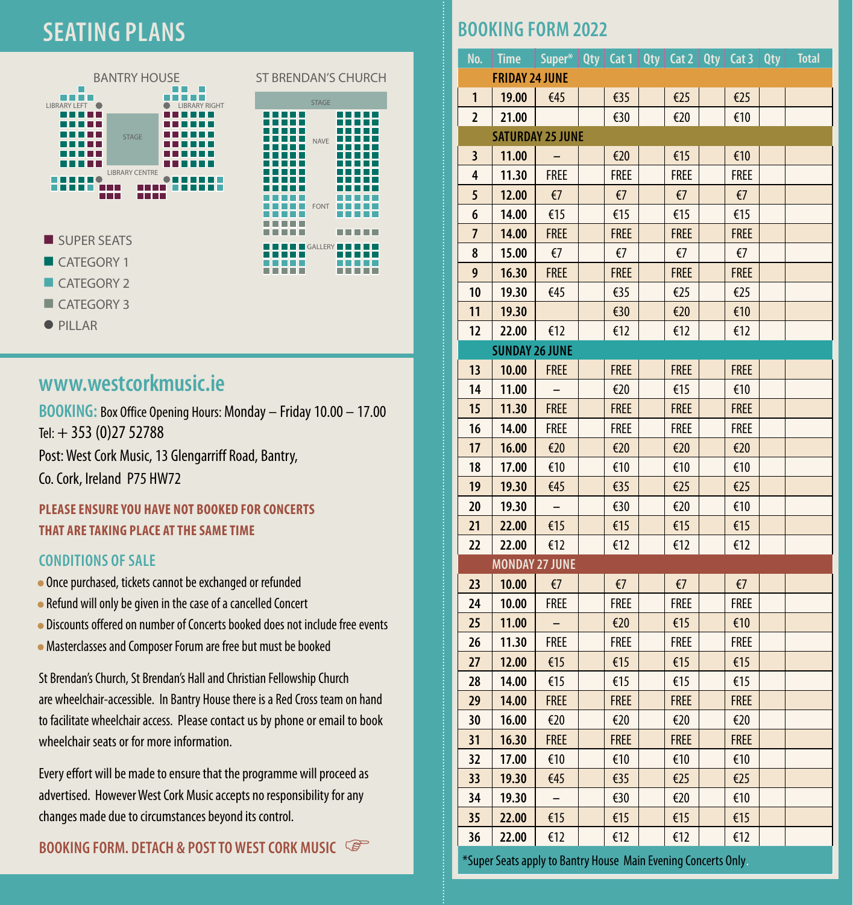# SEATING PLANS

BANTRY HOUSE

LIBRARY LEFT — STAGE — LIBRARY RIGHT — LIBRARY CENTRE

ST BRENDAN'S CHURCH

STAGE — NAVE — FONT — GALLERY

- SUPER SEATS
- CATEGORY 1
- CATEGORY 2
- CATEGORY 3
- PILLAR

## www.westcorkmusic.ie

**BOOKING:** Box Office Opening Hours: Monday – Friday 10.00 – 17.00
Tel: + 353 (0)27 52788
Post: West Cork Music, 13 Glengarriff Road, Bantry,
Co. Cork, Ireland P75 HW72

**PLEASE ENSURE YOU HAVE NOT BOOKED FOR CONCERTS THAT ARE TAKING PLACE AT THE SAME TIME**

### CONDITIONS OF SALE

- Once purchased, tickets cannot be exchanged or refunded
- Refund will only be given in the case of a cancelled Concert
- Discounts offered on number of Concerts booked does not include free events
- Masterclasses and Composer Forum are free but must be booked

St Brendan's Church, St Brendan's Hall and Christian Fellowship Church are wheelchair-accessible. In Bantry House there is a Red Cross team on hand to facilitate wheelchair access. Please contact us by phone or email to book wheelchair seats or for more information.

Every effort will be made to ensure that the programme will proceed as advertised. However West Cork Music accepts no responsibility for any changes made due to circumstances beyond its control.

**BOOKING FORM. DETACH & POST TO WEST CORK MUSIC** ☞

# BOOKING FORM 2022

| No. | Time | Super* | Qty | Cat 1 | Qty | Cat 2 | Qty | Cat 3 | Qty | Total |
|---|---|---|---|---|---|---|---|---|---|---|
| | **FRIDAY 24 JUNE** | | | | | | | | | |
| 1 | 19.00 | €45 | | €35 | | €25 | | €25 | | |
| 2 | 21.00 | | | €30 | | €20 | | €10 | | |
| | **SATURDAY 25 JUNE** | | | | | | | | | |
| 3 | 11.00 | – | | €20 | | €15 | | €10 | | |
| 4 | 11.30 | FREE | | FREE | | FREE | | FREE | | |
| 5 | 12.00 | €7 | | €7 | | €7 | | €7 | | |
| 6 | 14.00 | €15 | | €15 | | €15 | | €15 | | |
| 7 | 14.00 | FREE | | FREE | | FREE | | FREE | | |
| 8 | 15.00 | €7 | | €7 | | €7 | | €7 | | |
| 9 | 16.30 | FREE | | FREE | | FREE | | FREE | | |
| 10 | 19.30 | €45 | | €35 | | €25 | | €25 | | |
| 11 | 19.30 | | | €30 | | €20 | | €10 | | |
| 12 | 22.00 | €12 | | €12 | | €12 | | €12 | | |
| | **SUNDAY 26 JUNE** | | | | | | | | | |
| 13 | 10.00 | FREE | | FREE | | FREE | | FREE | | |
| 14 | 11.00 | – | | €20 | | €15 | | €10 | | |
| 15 | 11.30 | FREE | | FREE | | FREE | | FREE | | |
| 16 | 14.00 | FREE | | FREE | | FREE | | FREE | | |
| 17 | 16.00 | €20 | | €20 | | €20 | | €20 | | |
| 18 | 17.00 | €10 | | €10 | | €10 | | €10 | | |
| 19 | 19.30 | €45 | | €35 | | €25 | | €25 | | |
| 20 | 19.30 | – | | €30 | | €20 | | €10 | | |
| 21 | 22.00 | €15 | | €15 | | €15 | | €15 | | |
| 22 | 22.00 | €12 | | €12 | | €12 | | €12 | | |
| | **MONDAY 27 JUNE** | | | | | | | | | |
| 23 | 10.00 | €7 | | €7 | | €7 | | €7 | | |
| 24 | 10.00 | FREE | | FREE | | FREE | | FREE | | |
| 25 | 11.00 | – | | €20 | | €15 | | €10 | | |
| 26 | 11.30 | FREE | | FREE | | FREE | | FREE | | |
| 27 | 12.00 | €15 | | €15 | | €15 | | €15 | | |
| 28 | 14.00 | €15 | | €15 | | €15 | | €15 | | |
| 29 | 14.00 | FREE | | FREE | | FREE | | FREE | | |
| 30 | 16.00 | €20 | | €20 | | €20 | | €20 | | |
| 31 | 16.30 | FREE | | FREE | | FREE | | FREE | | |
| 32 | 17.00 | €10 | | €10 | | €10 | | €10 | | |
| 33 | 19.30 | €45 | | €35 | | €25 | | €25 | | |
| 34 | 19.30 | – | | €30 | | €20 | | €10 | | |
| 35 | 22.00 | €15 | | €15 | | €15 | | €15 | | |
| 36 | 22.00 | €12 | | €12 | | €12 | | €12 | | |

*Super Seats apply to Bantry House Main Evening Concerts Only.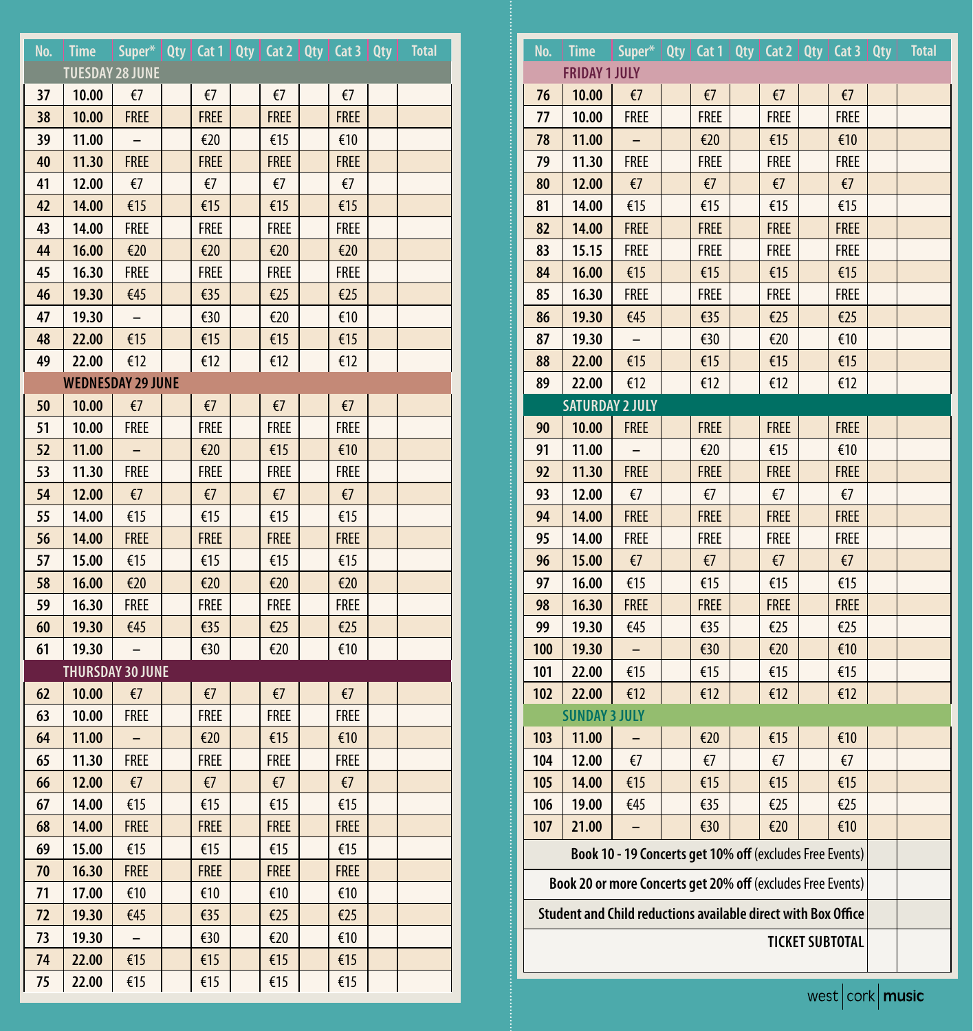| No. | Time | Super* | Qty | Cat 1 | Qty | Cat 2 | Qty | Cat 3 | Qty | Total |
|---|---|---|---|---|---|---|---|---|---|---|
| **TUESDAY 28 JUNE** | | | | | | | | | | |
| 37 | 10.00 | €7 | | €7 | | €7 | | €7 | | |
| 38 | 10.00 | FREE | | FREE | | FREE | | FREE | | |
| 39 | 11.00 | – | | €20 | | €15 | | €10 | | |
| 40 | 11.30 | FREE | | FREE | | FREE | | FREE | | |
| 41 | 12.00 | €7 | | €7 | | €7 | | €7 | | |
| 42 | 14.00 | €15 | | €15 | | €15 | | €15 | | |
| 43 | 14.00 | FREE | | FREE | | FREE | | FREE | | |
| 44 | 16.00 | €20 | | €20 | | €20 | | €20 | | |
| 45 | 16.30 | FREE | | FREE | | FREE | | FREE | | |
| 46 | 19.30 | €45 | | €35 | | €25 | | €25 | | |
| 47 | 19.30 | – | | €30 | | €20 | | €10 | | |
| 48 | 22.00 | €15 | | €15 | | €15 | | €15 | | |
| 49 | 22.00 | €12 | | €12 | | €12 | | €12 | | |
| **WEDNESDAY 29 JUNE** | | | | | | | | | | |
| 50 | 10.00 | €7 | | €7 | | €7 | | €7 | | |
| 51 | 10.00 | FREE | | FREE | | FREE | | FREE | | |
| 52 | 11.00 | – | | €20 | | €15 | | €10 | | |
| 53 | 11.30 | FREE | | FREE | | FREE | | FREE | | |
| 54 | 12.00 | €7 | | €7 | | €7 | | €7 | | |
| 55 | 14.00 | €15 | | €15 | | €15 | | €15 | | |
| 56 | 14.00 | FREE | | FREE | | FREE | | FREE | | |
| 57 | 15.00 | €15 | | €15 | | €15 | | €15 | | |
| 58 | 16.00 | €20 | | €20 | | €20 | | €20 | | |
| 59 | 16.30 | FREE | | FREE | | FREE | | FREE | | |
| 60 | 19.30 | €45 | | €35 | | €25 | | €25 | | |
| 61 | 19.30 | – | | €30 | | €20 | | €10 | | |
| **THURSDAY 30 JUNE** | | | | | | | | | | |
| 62 | 10.00 | €7 | | €7 | | €7 | | €7 | | |
| 63 | 10.00 | FREE | | FREE | | FREE | | FREE | | |
| 64 | 11.00 | – | | €20 | | €15 | | €10 | | |
| 65 | 11.30 | FREE | | FREE | | FREE | | FREE | | |
| 66 | 12.00 | €7 | | €7 | | €7 | | €7 | | |
| 67 | 14.00 | €15 | | €15 | | €15 | | €15 | | |
| 68 | 14.00 | FREE | | FREE | | FREE | | FREE | | |
| 69 | 15.00 | €15 | | €15 | | €15 | | €15 | | |
| 70 | 16.30 | FREE | | FREE | | FREE | | FREE | | |
| 71 | 17.00 | €10 | | €10 | | €10 | | €10 | | |
| 72 | 19.30 | €45 | | €35 | | €25 | | €25 | | |
| 73 | 19.30 | – | | €30 | | €20 | | €10 | | |
| 74 | 22.00 | €15 | | €15 | | €15 | | €15 | | |
| 75 | 22.00 | €15 | | €15 | | €15 | | €15 | | |

| No. | Time | Super* | Qty | Cat 1 | Qty | Cat 2 | Qty | Cat 3 | Qty | Total |
|---|---|---|---|---|---|---|---|---|---|---|
| **FRIDAY 1 JULY** | | | | | | | | | | |
| 76 | 10.00 | €7 | | €7 | | €7 | | €7 | | |
| 77 | 10.00 | FREE | | FREE | | FREE | | FREE | | |
| 78 | 11.00 | – | | €20 | | €15 | | €10 | | |
| 79 | 11.30 | FREE | | FREE | | FREE | | FREE | | |
| 80 | 12.00 | €7 | | €7 | | €7 | | €7 | | |
| 81 | 14.00 | €15 | | €15 | | €15 | | €15 | | |
| 82 | 14.00 | FREE | | FREE | | FREE | | FREE | | |
| 83 | 15.15 | FREE | | FREE | | FREE | | FREE | | |
| 84 | 16.00 | €15 | | €15 | | €15 | | €15 | | |
| 85 | 16.30 | FREE | | FREE | | FREE | | FREE | | |
| 86 | 19.30 | €45 | | €35 | | €25 | | €25 | | |
| 87 | 19.30 | – | | €30 | | €20 | | €10 | | |
| 88 | 22.00 | €15 | | €15 | | €15 | | €15 | | |
| 89 | 22.00 | €12 | | €12 | | €12 | | €12 | | |
| **SATURDAY 2 JULY** | | | | | | | | | | |
| 90 | 10.00 | FREE | | FREE | | FREE | | FREE | | |
| 91 | 11.00 | – | | €20 | | €15 | | €10 | | |
| 92 | 11.30 | FREE | | FREE | | FREE | | FREE | | |
| 93 | 12.00 | €7 | | €7 | | €7 | | €7 | | |
| 94 | 14.00 | FREE | | FREE | | FREE | | FREE | | |
| 95 | 14.00 | FREE | | FREE | | FREE | | FREE | | |
| 96 | 15.00 | €7 | | €7 | | €7 | | €7 | | |
| 97 | 16.00 | €15 | | €15 | | €15 | | €15 | | |
| 98 | 16.30 | FREE | | FREE | | FREE | | FREE | | |
| 99 | 19.30 | €45 | | €35 | | €25 | | €25 | | |
| 100 | 19.30 | – | | €30 | | €20 | | €10 | | |
| 101 | 22.00 | €15 | | €15 | | €15 | | €15 | | |
| 102 | 22.00 | €12 | | €12 | | €12 | | €12 | | |
| **SUNDAY 3 JULY** | | | | | | | | | | |
| 103 | 11.00 | – | | €20 | | €15 | | €10 | | |
| 104 | 12.00 | €7 | | €7 | | €7 | | €7 | | |
| 105 | 14.00 | €15 | | €15 | | €15 | | €15 | | |
| 106 | 19.00 | €45 | | €35 | | €25 | | €25 | | |
| 107 | 21.00 | – | | €30 | | €20 | | €10 | | |
| **Book 10 - 19 Concerts get 10% off** (excludes Free Events) | | | | | | | | | | |
| **Book 20 or more Concerts get 20% off** (excludes Free Events) | | | | | | | | | | |
| **Student and Child reductions available direct with Box Office** | | | | | | | | | | |
| **TICKET SUBTOTAL** | | | | | | | | | | |

west | cork | **music**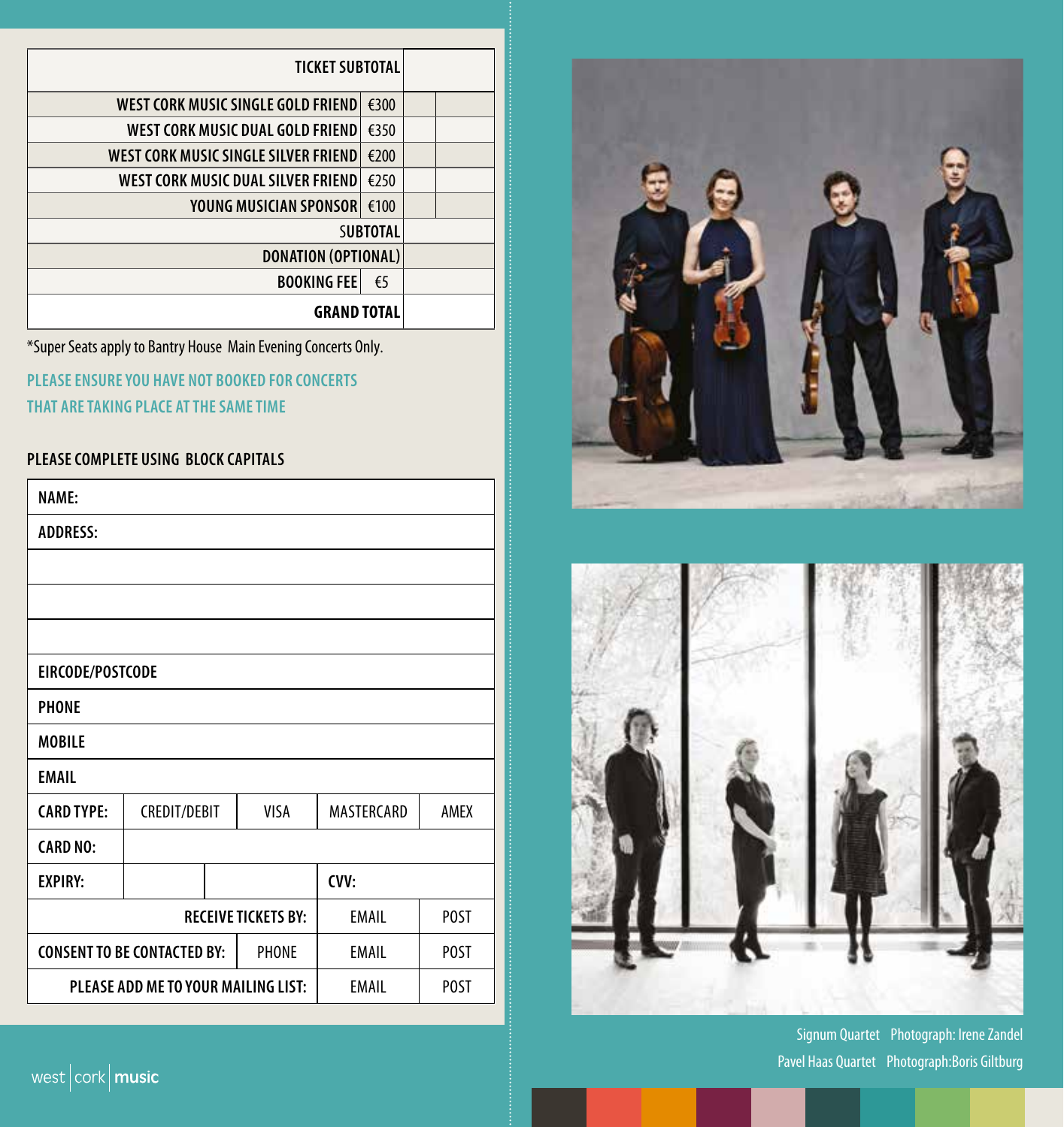| | | | |
|---|---|---|---|
| TICKET SUBTOTAL | | | |
| WEST CORK MUSIC SINGLE GOLD FRIEND | €300 | | |
| WEST CORK MUSIC DUAL GOLD FRIEND | €350 | | |
| WEST CORK MUSIC SINGLE SILVER FRIEND | €200 | | |
| WEST CORK MUSIC DUAL SILVER FRIEND | €250 | | |
| YOUNG MUSICIAN SPONSOR | €100 | | |
| SUBTOTAL | | | |
| DONATION (OPTIONAL) | | | |
| BOOKING FEE | €5 | | |
| GRAND TOTAL | | | |

*Super Seats apply to Bantry House Main Evening Concerts Only.

**PLEASE ENSURE YOU HAVE NOT BOOKED FOR CONCERTS THAT ARE TAKING PLACE AT THE SAME TIME**

**PLEASE COMPLETE USING BLOCK CAPITALS**

| | | | | |
|---|---|---|---|---|
| NAME: | | | | |
| ADDRESS: | | | | |
| | | | | |
| | | | | |
| | | | | |
| EIRCODE/POSTCODE | | | | |
| PHONE | | | | |
| MOBILE | | | | |
| EMAIL | | | | |
| CARD TYPE: | CREDIT/DEBIT | VISA | MASTERCARD | AMEX |
| CARD NO: | | | | |
| EXPIRY: | | | CVV: | |
| RECEIVE TICKETS BY: | | | EMAIL | POST |
| CONSENT TO BE CONTACTED BY: | | PHONE | EMAIL | POST |
| PLEASE ADD ME TO YOUR MAILING LIST: | | | EMAIL | POST |

west | cork | music

Signum Quartet Photograph: Irene Zandel
Pavel Haas Quartet Photograph:Boris Giltburg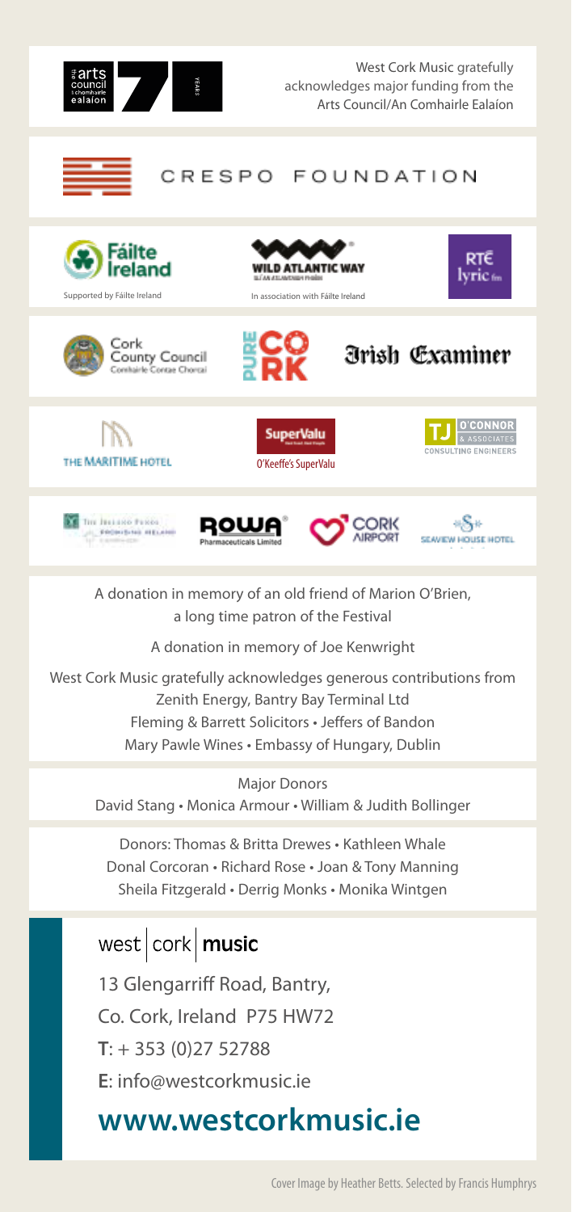West Cork Music gratefully acknowledges major funding from the Arts Council/An Comhairle Ealaíon

CRESPO FOUNDATION

Supported by Fáilte Ireland

In association with Fáilte Ireland

THE MARITIME HOTEL

O'Keeffe's SuperValu

A donation in memory of an old friend of Marion O'Brien, a long time patron of the Festival

A donation in memory of Joe Kenwright

West Cork Music gratefully acknowledges generous contributions from
Zenith Energy, Bantry Bay Terminal Ltd
Fleming & Barrett Solicitors • Jeffers of Bandon
Mary Pawle Wines • Embassy of Hungary, Dublin

Major Donors
David Stang • Monica Armour • William & Judith Bollinger

Donors: Thomas & Britta Drewes • Kathleen Whale
Donal Corcoran • Richard Rose • Joan & Tony Manning
Sheila Fitzgerald • Derrig Monks • Monika Wintgen

west | cork | **music**

13 Glengarriff Road, Bantry,
Co. Cork, Ireland P75 HW72
**T**: + 353 (0)27 52788
**E**: info@westcorkmusic.ie

## www.westcorkmusic.ie

Cover Image by Heather Betts. Selected by Francis Humphrys